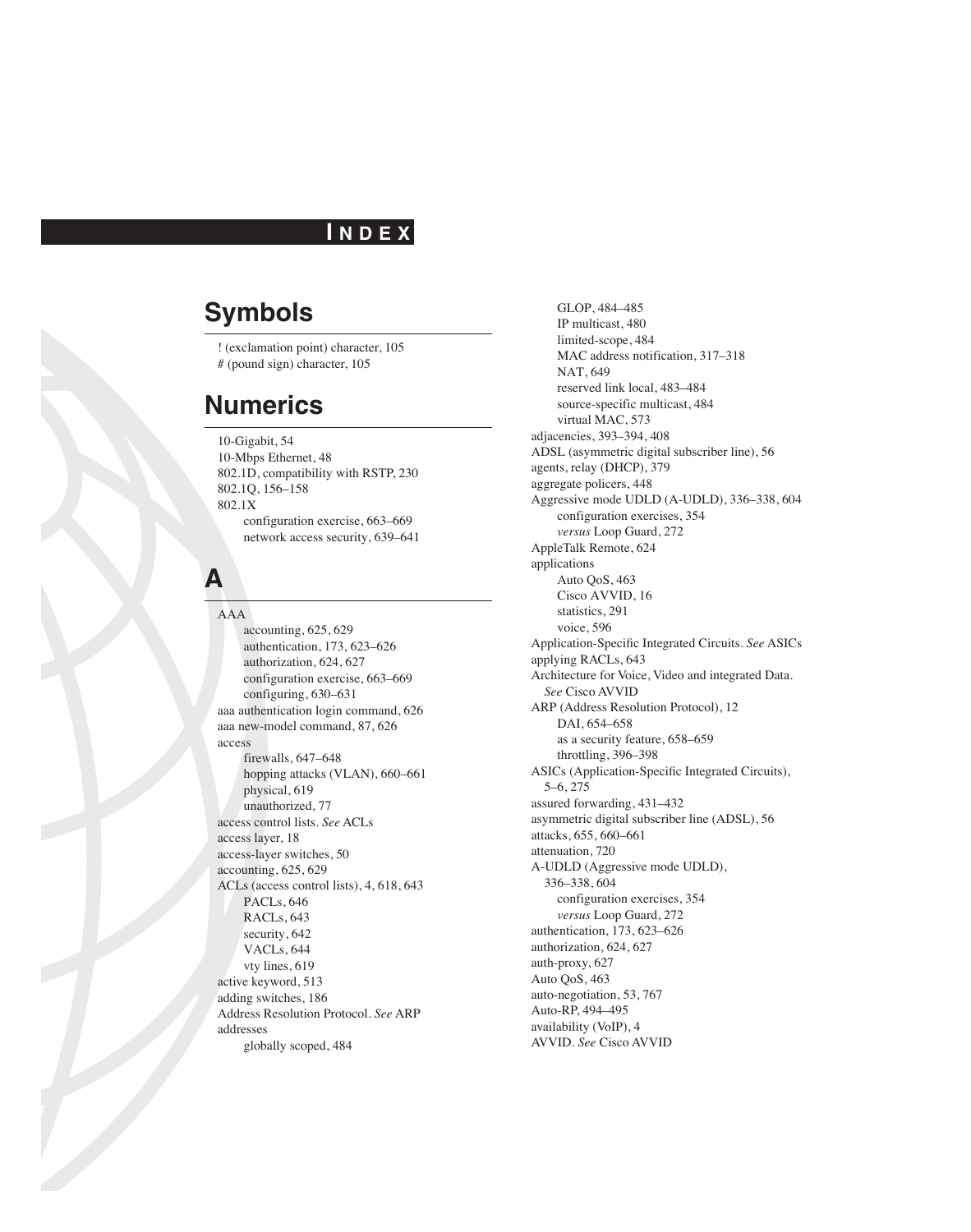# INDEX

## Symbols

! (exclamation point) character, 105
# (pound sign) character, 105

## Numerics

10-Gigabit, 54
10-Mbps Ethernet, 48
802.1D, compatibility with RSTP, 230
802.1Q, 156–158
802.1X
  configuration exercise, 663–669
  network access security, 639–641

## A

AAA
  accounting, 625, 629
  authentication, 173, 623–626
  authorization, 624, 627
  configuration exercise, 663–669
  configuring, 630–631
aaa authentication login command, 626
aaa new-model command, 87, 626
access
  firewalls, 647–648
  hopping attacks (VLAN), 660–661
  physical, 619
  unauthorized, 77
access control lists. *See* ACLs
access layer, 18
access-layer switches, 50
accounting, 625, 629
ACLs (access control lists), 4, 618, 643
  PACLs, 646
  RACLs, 643
  security, 642
  VACLs, 644
  vty lines, 619
active keyword, 513
adding switches, 186
Address Resolution Protocol. *See* ARP
addresses
  globally scoped, 484
  GLOP, 484–485
  IP multicast, 480
  limited-scope, 484
  MAC address notification, 317–318
  NAT, 649
  reserved link local, 483–484
  source-specific multicast, 484
  virtual MAC, 573
adjacencies, 393–394, 408
ADSL (asymmetric digital subscriber line), 56
agents, relay (DHCP), 379
aggregate policers, 448
Aggressive mode UDLD (A-UDLD), 336–338, 604
  configuration exercises, 354
  *versus* Loop Guard, 272
AppleTalk Remote, 624
applications
  Auto QoS, 463
  Cisco AVVID, 16
  statistics, 291
  voice, 596
Application-Specific Integrated Circuits. *See* ASICs
applying RACLs, 643
Architecture for Voice, Video and integrated Data. *See* Cisco AVVID
ARP (Address Resolution Protocol), 12
  DAI, 654–658
  as a security feature, 658–659
  throttling, 396–398
ASICs (Application-Specific Integrated Circuits), 5–6, 275
assured forwarding, 431–432
asymmetric digital subscriber line (ADSL), 56
attacks, 655, 660–661
attenuation, 720
A-UDLD (Aggressive mode UDLD), 336–338, 604
  configuration exercises, 354
  *versus* Loop Guard, 272
authentication, 173, 623–626
authorization, 624, 627
auth-proxy, 627
Auto QoS, 463
auto-negotiation, 53, 767
Auto-RP, 494–495
availability (VoIP), 4
AVVID. *See* Cisco AVVID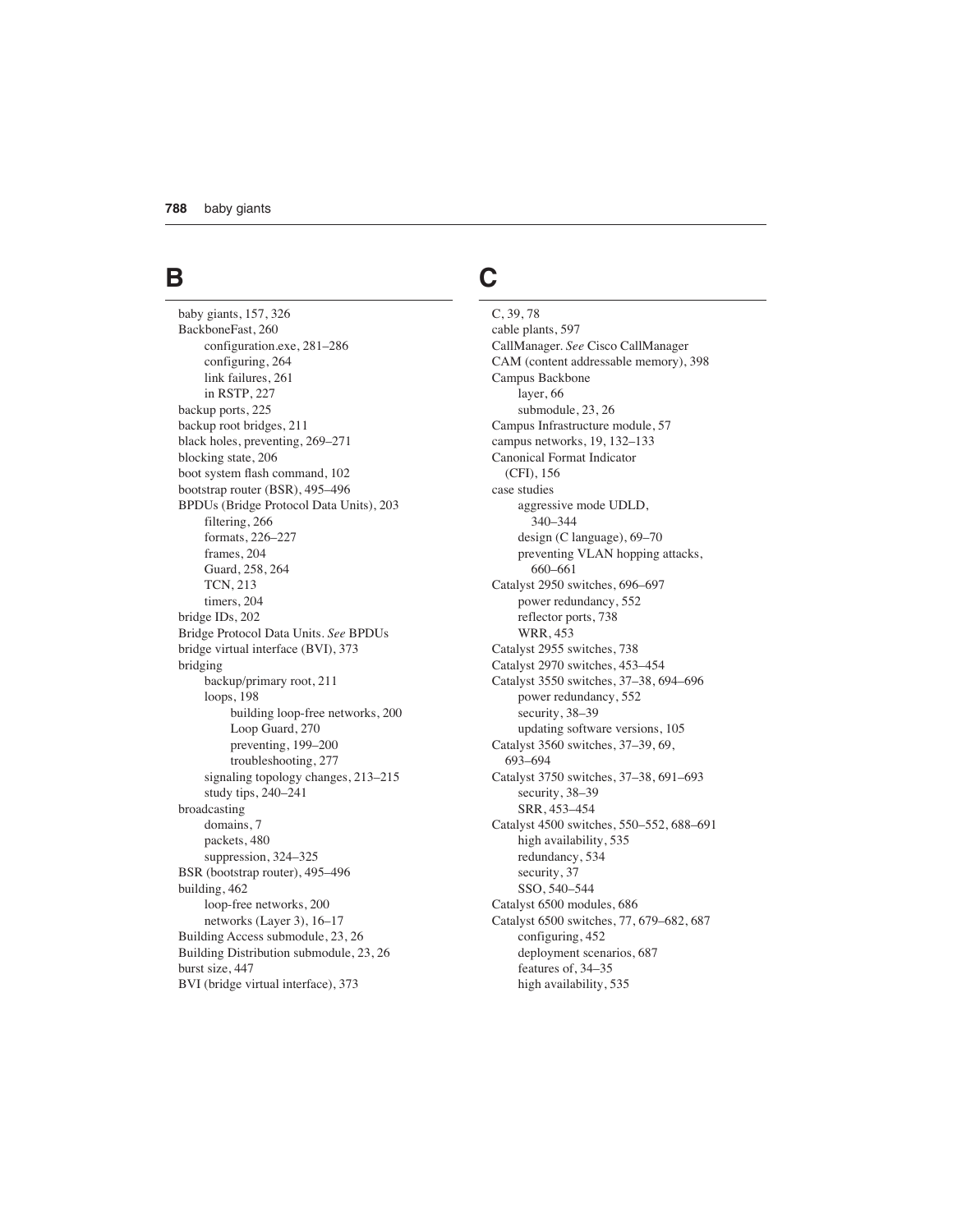## B

- baby giants, 157, 326
- BackboneFast, 260
  - configuration.exe, 281–286
  - configuring, 264
  - link failures, 261
  - in RSTP, 227
- backup ports, 225
- backup root bridges, 211
- black holes, preventing, 269–271
- blocking state, 206
- boot system flash command, 102
- bootstrap router (BSR), 495–496
- BPDUs (Bridge Protocol Data Units), 203
  - filtering, 266
  - formats, 226–227
  - frames, 204
  - Guard, 258, 264
  - TCN, 213
  - timers, 204
- bridge IDs, 202
- Bridge Protocol Data Units. *See* BPDUs
- bridge virtual interface (BVI), 373
- bridging
  - backup/primary root, 211
  - loops, 198
    - building loop-free networks, 200
    - Loop Guard, 270
    - preventing, 199–200
    - troubleshooting, 277
  - signaling topology changes, 213–215
  - study tips, 240–241
- broadcasting
  - domains, 7
  - packets, 480
  - suppression, 324–325
- BSR (bootstrap router), 495–496
- building, 462
  - loop-free networks, 200
  - networks (Layer 3), 16–17
- Building Access submodule, 23, 26
- Building Distribution submodule, 23, 26
- burst size, 447
- BVI (bridge virtual interface), 373

## C

- C, 39, 78
- cable plants, 597
- CallManager. *See* Cisco CallManager
- CAM (content addressable memory), 398
- Campus Backbone
  - layer, 66
  - submodule, 23, 26
- Campus Infrastructure module, 57
- campus networks, 19, 132–133
- Canonical Format Indicator (CFI), 156
- case studies
  - aggressive mode UDLD, 340–344
  - design (C language), 69–70
  - preventing VLAN hopping attacks, 660–661
- Catalyst 2950 switches, 696–697
  - power redundancy, 552
  - reflector ports, 738
  - WRR, 453
- Catalyst 2955 switches, 738
- Catalyst 2970 switches, 453–454
- Catalyst 3550 switches, 37–38, 694–696
  - power redundancy, 552
  - security, 38–39
  - updating software versions, 105
- Catalyst 3560 switches, 37–39, 69, 693–694
- Catalyst 3750 switches, 37–38, 691–693
  - security, 38–39
  - SRR, 453–454
- Catalyst 4500 switches, 550–552, 688–691
  - high availability, 535
  - redundancy, 534
  - security, 37
  - SSO, 540–544
- Catalyst 6500 modules, 686
- Catalyst 6500 switches, 77, 679–682, 687
  - configuring, 452
  - deployment scenarios, 687
  - features of, 34–35
  - high availability, 535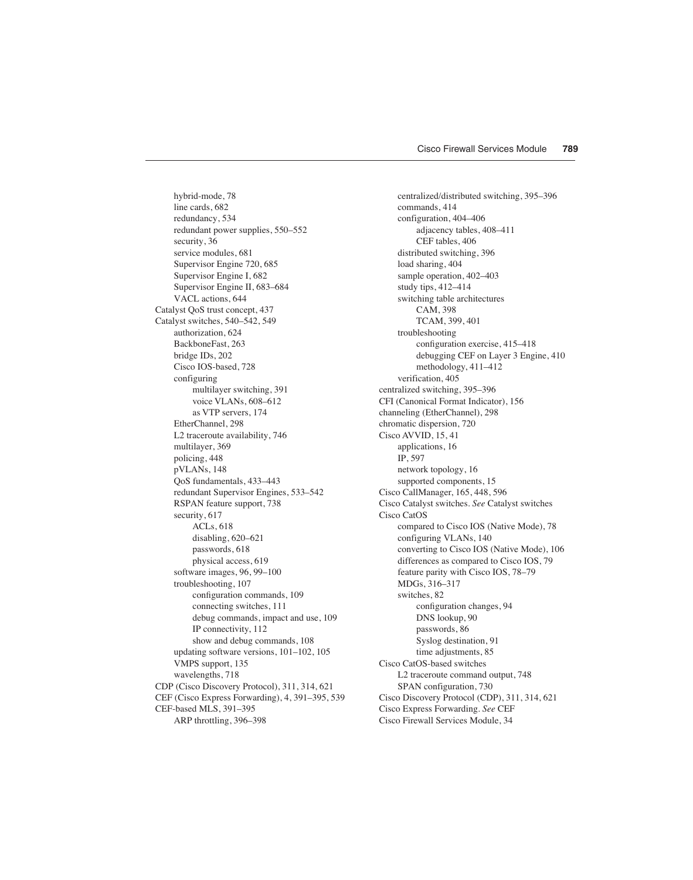- hybrid-mode, 78
    - line cards, 682
    - redundancy, 534
    - redundant power supplies, 550–552
    - security, 36
    - service modules, 681
    - Supervisor Engine 720, 685
    - Supervisor Engine I, 682
    - Supervisor Engine II, 683–684
    - VACL actions, 644
- Catalyst QoS trust concept, 437
- Catalyst switches, 540–542, 549
    - authorization, 624
    - BackboneFast, 263
    - bridge IDs, 202
    - Cisco IOS-based, 728
    - configuring
        - multilayer switching, 391
        - voice VLANs, 608–612
        - as VTP servers, 174
    - EtherChannel, 298
    - L2 traceroute availability, 746
    - multilayer, 369
    - policing, 448
    - pVLANs, 148
    - QoS fundamentals, 433–443
    - redundant Supervisor Engines, 533–542
    - RSPAN feature support, 738
    - security, 617
        - ACLs, 618
        - disabling, 620–621
        - passwords, 618
        - physical access, 619
    - software images, 96, 99–100
    - troubleshooting, 107
        - configuration commands, 109
        - connecting switches, 111
        - debug commands, impact and use, 109
        - IP connectivity, 112
        - show and debug commands, 108
    - updating software versions, 101–102, 105
    - VMPS support, 135
    - wavelengths, 718
- CDP (Cisco Discovery Protocol), 311, 314, 621
- CEF (Cisco Express Forwarding), 4, 391–395, 539
- CEF-based MLS, 391–395
    - ARP throttling, 396–398
    - centralized/distributed switching, 395–396
    - commands, 414
    - configuration, 404–406
        - adjacency tables, 408–411
        - CEF tables, 406
    - distributed switching, 396
    - load sharing, 404
    - sample operation, 402–403
    - study tips, 412–414
    - switching table architectures
        - CAM, 398
        - TCAM, 399, 401
    - troubleshooting
        - configuration exercise, 415–418
        - debugging CEF on Layer 3 Engine, 410
        - methodology, 411–412
    - verification, 405
- centralized switching, 395–396
- CFI (Canonical Format Indicator), 156
- channeling (EtherChannel), 298
- chromatic dispersion, 720
- Cisco AVVID, 15, 41
    - applications, 16
    - IP, 597
    - network topology, 16
    - supported components, 15
- Cisco CallManager, 165, 448, 596
- Cisco Catalyst switches. *See* Catalyst switches
- Cisco CatOS
    - compared to Cisco IOS (Native Mode), 78
    - configuring VLANs, 140
    - converting to Cisco IOS (Native Mode), 106
    - differences as compared to Cisco IOS, 79
    - feature parity with Cisco IOS, 78–79
    - MDGs, 316–317
    - switches, 82
        - configuration changes, 94
        - DNS lookup, 90
        - passwords, 86
        - Syslog destination, 91
        - time adjustments, 85
- Cisco CatOS-based switches
    - L2 traceroute command output, 748
    - SPAN configuration, 730
- Cisco Discovery Protocol (CDP), 311, 314, 621
- Cisco Express Forwarding. *See* CEF
- Cisco Firewall Services Module, 34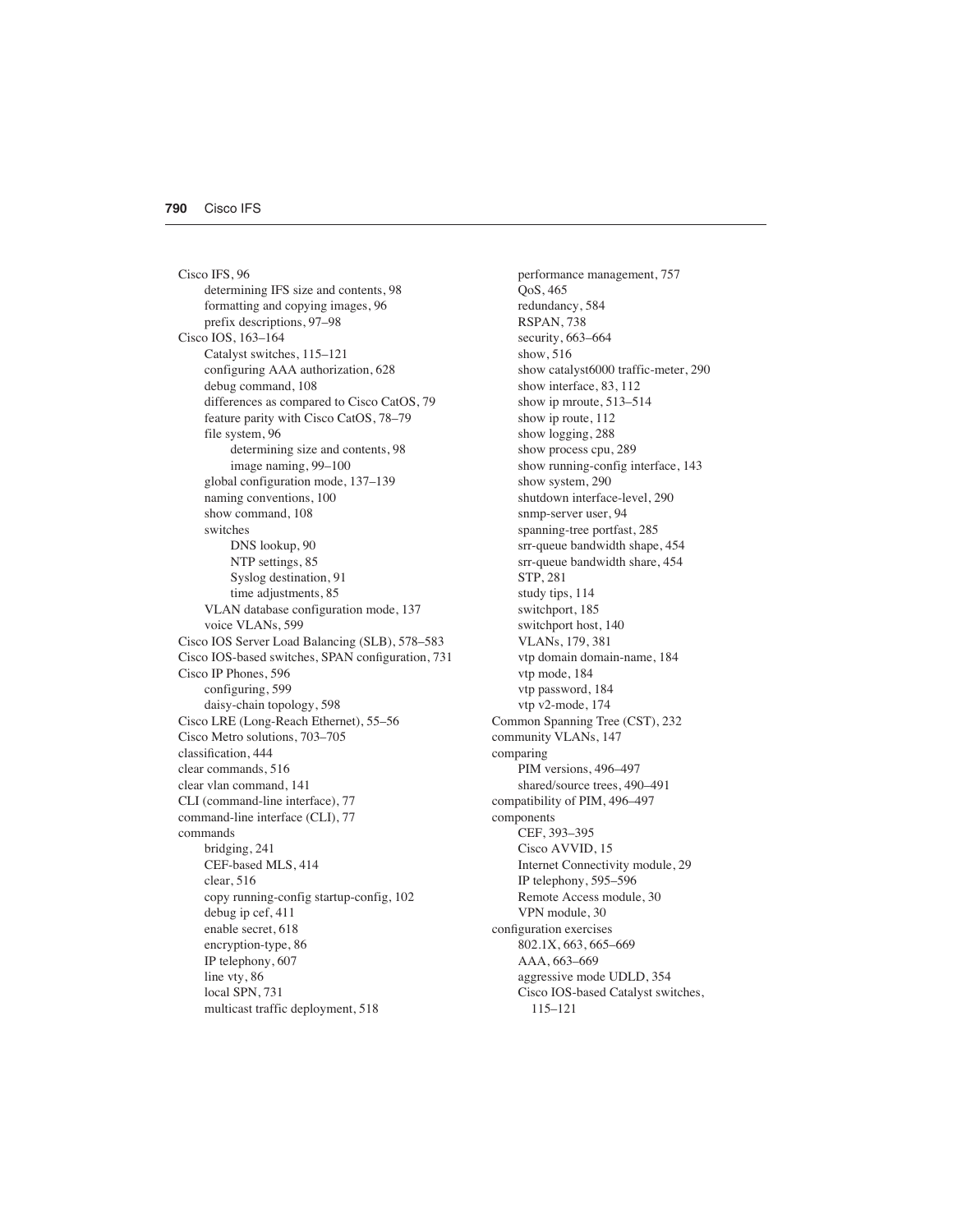Cisco IFS, 96
- determining IFS size and contents, 98
- formatting and copying images, 96
- prefix descriptions, 97–98

Cisco IOS, 163–164
- Catalyst switches, 115–121
- configuring AAA authorization, 628
- debug command, 108
- differences as compared to Cisco CatOS, 79
- feature parity with Cisco CatOS, 78–79
- file system, 96
  - determining size and contents, 98
  - image naming, 99–100
- global configuration mode, 137–139
- naming conventions, 100
- show command, 108
- switches
  - DNS lookup, 90
  - NTP settings, 85
  - Syslog destination, 91
  - time adjustments, 85
- VLAN database configuration mode, 137
- voice VLANs, 599

Cisco IOS Server Load Balancing (SLB), 578–583

Cisco IOS-based switches, SPAN configuration, 731

Cisco IP Phones, 596
- configuring, 599
- daisy-chain topology, 598

Cisco LRE (Long-Reach Ethernet), 55–56

Cisco Metro solutions, 703–705

classification, 444

clear commands, 516

clear vlan command, 141

CLI (command-line interface), 77

command-line interface (CLI), 77

commands
- bridging, 241
- CEF-based MLS, 414
- clear, 516
- copy running-config startup-config, 102
- debug ip cef, 411
- enable secret, 618
- encryption-type, 86
- IP telephony, 607
- line vty, 86
- local SPN, 731
- multicast traffic deployment, 518
- performance management, 757
- QoS, 465
- redundancy, 584
- RSPAN, 738
- security, 663–664
- show, 516
- show catalyst6000 traffic-meter, 290
- show interface, 83, 112
- show ip mroute, 513–514
- show ip route, 112
- show logging, 288
- show process cpu, 289
- show running-config interface, 143
- show system, 290
- shutdown interface-level, 290
- snmp-server user, 94
- spanning-tree portfast, 285
- srr-queue bandwidth shape, 454
- srr-queue bandwidth share, 454
- STP, 281
- study tips, 114
- switchport, 185
- switchport host, 140
- VLANs, 179, 381
- vtp domain domain-name, 184
- vtp mode, 184
- vtp password, 184
- vtp v2-mode, 174

Common Spanning Tree (CST), 232

community VLANs, 147

comparing
- PIM versions, 496–497
- shared/source trees, 490–491

compatibility of PIM, 496–497

components
- CEF, 393–395
- Cisco AVVID, 15
- Internet Connectivity module, 29
- IP telephony, 595–596
- Remote Access module, 30
- VPN module, 30

configuration exercises
- 802.1X, 663, 665–669
- AAA, 663–669
- aggressive mode UDLD, 354
- Cisco IOS-based Catalyst switches, 115–121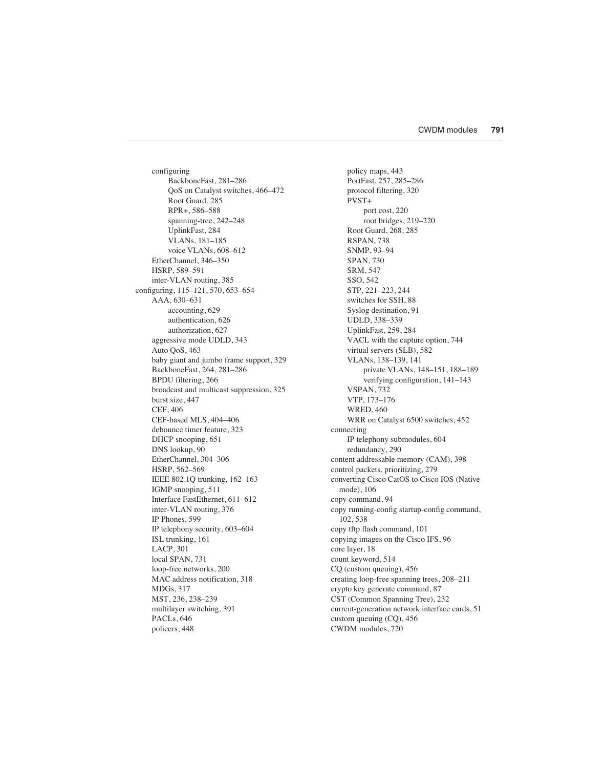- configuring
  - BackboneFast, 281–286
  - QoS on Catalyst switches, 466–472
  - Root Guard, 285
  - RPR+, 586–588
  - spanning-tree, 242–248
  - UplinkFast, 284
  - VLANs, 181–185
  - voice VLANs, 608–612
- EtherChannel, 346–350
- HSRP, 589–591
- inter-VLAN routing, 385

configuring, 115–121, 570, 653–654
- AAA, 630–631
  - accounting, 629
  - authentication, 626
  - authorization, 627
- aggressive mode UDLD, 343
- Auto QoS, 463
- baby giant and jumbo frame support, 329
- BackboneFast, 264, 281–286
- BPDU filtering, 266
- broadcast and multicast suppression, 325
- burst size, 447
- CEF, 406
- CEF-based MLS, 404–406
- debounce timer feature, 323
- DHCP snooping, 651
- DNS lookup, 90
- EtherChannel, 304–306
- HSRP, 562–569
- IEEE 802.1Q trunking, 162–163
- IGMP snooping, 511
- Interface FastEthernet, 611–612
- inter-VLAN routing, 376
- IP Phones, 599
- IP telephony security, 603–604
- ISL trunking, 161
- LACP, 301
- local SPAN, 731
- loop-free networks, 200
- MAC address notification, 318
- MDGs, 317
- MST, 236, 238–239
- multilayer switching, 391
- PACLs, 646
- policers, 448
- policy maps, 443
- PortFast, 257, 285–286
- protocol filtering, 320
- PVST+
  - port cost, 220
  - root bridges, 219–220
- Root Guard, 268, 285
- RSPAN, 738
- SNMP, 93–94
- SPAN, 730
- SRM, 547
- SSO, 542
- STP, 221–223, 244
- switches for SSH, 88
- Syslog destination, 91
- UDLD, 338–339
- UplinkFast, 259, 284
- VACL with the capture option, 744
- virtual servers (SLB), 582
- VLANs, 138–139, 141
  - private VLANs, 148–151, 188–189
  - verifying configuration, 141–143
- VSPAN, 732
- VTP, 173–176
- WRED, 460
- WRR on Catalyst 6500 switches, 452

connecting
- IP telephony submodules, 604
- redundancy, 290

content addressable memory (CAM), 398

control packets, prioritizing, 279

converting Cisco CatOS to Cisco IOS (Native mode), 106

copy command, 94

copy running-config startup-config command, 102, 538

copy tftp flash command, 101

copying images on the Cisco IFS, 96

core layer, 18

count keyword, 514

CQ (custom queuing), 456

creating loop-free spanning trees, 208–211

crypto key generate command, 87

CST (Common Spanning Tree), 232

current-generation network interface cards, 51

custom queuing (CQ), 456

CWDM modules, 720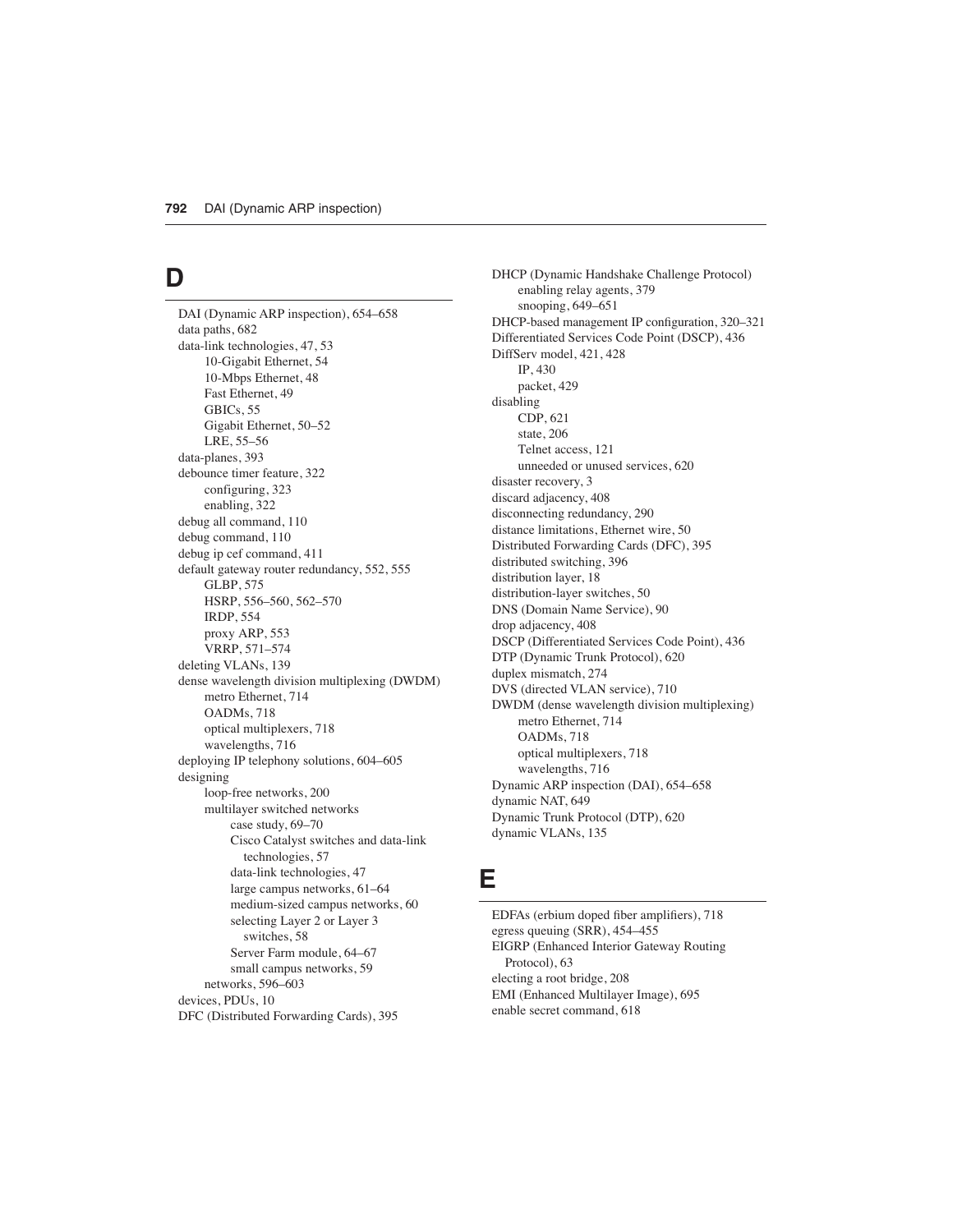## D

DAI (Dynamic ARP inspection), 654–658
data paths, 682
data-link technologies, 47, 53
    10-Gigabit Ethernet, 54
    10-Mbps Ethernet, 48
    Fast Ethernet, 49
    GBICs, 55
    Gigabit Ethernet, 50–52
    LRE, 55–56
data-planes, 393
debounce timer feature, 322
    configuring, 323
    enabling, 322
debug all command, 110
debug command, 110
debug ip cef command, 411
default gateway router redundancy, 552, 555
    GLBP, 575
    HSRP, 556–560, 562–570
    IRDP, 554
    proxy ARP, 553
    VRRP, 571–574
deleting VLANs, 139
dense wavelength division multiplexing (DWDM)
    metro Ethernet, 714
    OADMs, 718
    optical multiplexers, 718
    wavelengths, 716
deploying IP telephony solutions, 604–605
designing
    loop-free networks, 200
    multilayer switched networks
        case study, 69–70
        Cisco Catalyst switches and data-link technologies, 57
        data-link technologies, 47
        large campus networks, 61–64
        medium-sized campus networks, 60
        selecting Layer 2 or Layer 3 switches, 58
        Server Farm module, 64–67
        small campus networks, 59
    networks, 596–603
devices, PDUs, 10
DFC (Distributed Forwarding Cards), 395
DHCP (Dynamic Handshake Challenge Protocol)
    enabling relay agents, 379
    snooping, 649–651
DHCP-based management IP configuration, 320–321
Differentiated Services Code Point (DSCP), 436
DiffServ model, 421, 428
    IP, 430
    packet, 429
disabling
    CDP, 621
    state, 206
    Telnet access, 121
    unneeded or unused services, 620
disaster recovery, 3
discard adjacency, 408
disconnecting redundancy, 290
distance limitations, Ethernet wire, 50
Distributed Forwarding Cards (DFC), 395
distributed switching, 396
distribution layer, 18
distribution-layer switches, 50
DNS (Domain Name Service), 90
drop adjacency, 408
DSCP (Differentiated Services Code Point), 436
DTP (Dynamic Trunk Protocol), 620
duplex mismatch, 274
DVS (directed VLAN service), 710
DWDM (dense wavelength division multiplexing)
    metro Ethernet, 714
    OADMs, 718
    optical multiplexers, 718
    wavelengths, 716
Dynamic ARP inspection (DAI), 654–658
dynamic NAT, 649
Dynamic Trunk Protocol (DTP), 620
dynamic VLANs, 135

## E

EDFAs (erbium doped fiber amplifiers), 718
egress queuing (SRR), 454–455
EIGRP (Enhanced Interior Gateway Routing Protocol), 63
electing a root bridge, 208
EMI (Enhanced Multilayer Image), 695
enable secret command, 618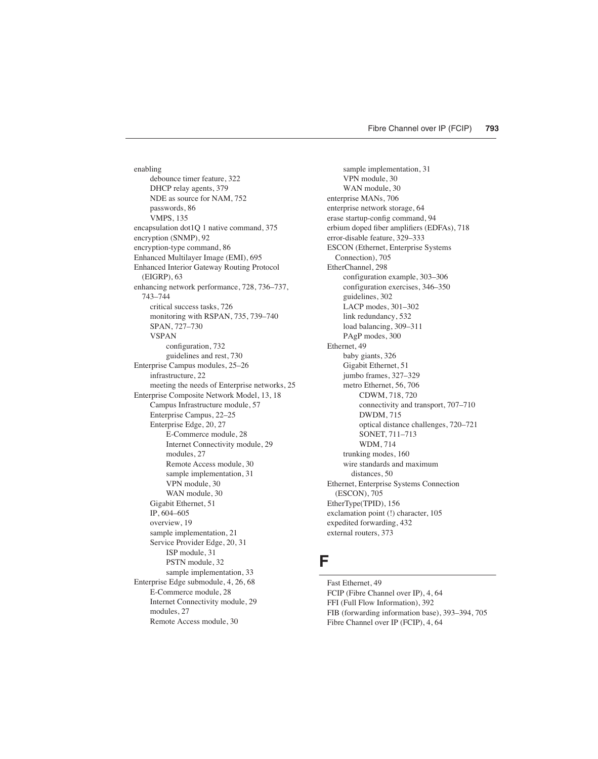enabling
- debounce timer feature, 322
- DHCP relay agents, 379
- NDE as source for NAM, 752
- passwords, 86
- VMPS, 135

encapsulation dot1Q 1 native command, 375
encryption (SNMP), 92
encryption-type command, 86
Enhanced Multilayer Image (EMI), 695
Enhanced Interior Gateway Routing Protocol (EIGRP), 63
enhancing network performance, 728, 736–737, 743–744
- critical success tasks, 726
- monitoring with RSPAN, 735, 739–740
- SPAN, 727–730
- VSPAN
  - configuration, 732
  - guidelines and rest, 730

Enterprise Campus modules, 25–26
- infrastructure, 22
- meeting the needs of Enterprise networks, 25

Enterprise Composite Network Model, 13, 18
- Campus Infrastructure module, 57
- Enterprise Campus, 22–25
- Enterprise Edge, 20, 27
  - E-Commerce module, 28
  - Internet Connectivity module, 29
  - modules, 27
  - Remote Access module, 30
  - sample implementation, 31
  - VPN module, 30
  - WAN module, 30
- Gigabit Ethernet, 51
- IP, 604–605
- overview, 19
- sample implementation, 21
- Service Provider Edge, 20, 31
  - ISP module, 31
  - PSTN module, 32
  - sample implementation, 33

Enterprise Edge submodule, 4, 26, 68
- E-Commerce module, 28
- Internet Connectivity module, 29
- modules, 27
- Remote Access module, 30
- sample implementation, 31
- VPN module, 30
- WAN module, 30

enterprise MANs, 706
enterprise network storage, 64
erase startup-config command, 94
erbium doped fiber amplifiers (EDFAs), 718
error-disable feature, 329–333
ESCON (Ethernet, Enterprise Systems Connection), 705
EtherChannel, 298
- configuration example, 303–306
- configuration exercises, 346–350
- guidelines, 302
- LACP modes, 301–302
- link redundancy, 532
- load balancing, 309–311
- PAgP modes, 300

Ethernet, 49
- baby giants, 326
- Gigabit Ethernet, 51
- jumbo frames, 327–329
- metro Ethernet, 56, 706
  - CDWM, 718, 720
  - connectivity and transport, 707–710
  - DWDM, 715
  - optical distance challenges, 720–721
  - SONET, 711–713
  - WDM, 714
- trunking modes, 160
- wire standards and maximum distances, 50

Ethernet, Enterprise Systems Connection (ESCON), 705
EtherType(TPID), 156
exclamation point (!) character, 105
expedited forwarding, 432
external routers, 373

# F

Fast Ethernet, 49
FCIP (Fibre Channel over IP), 4, 64
FFI (Full Flow Information), 392
FIB (forwarding information base), 393–394, 705
Fibre Channel over IP (FCIP), 4, 64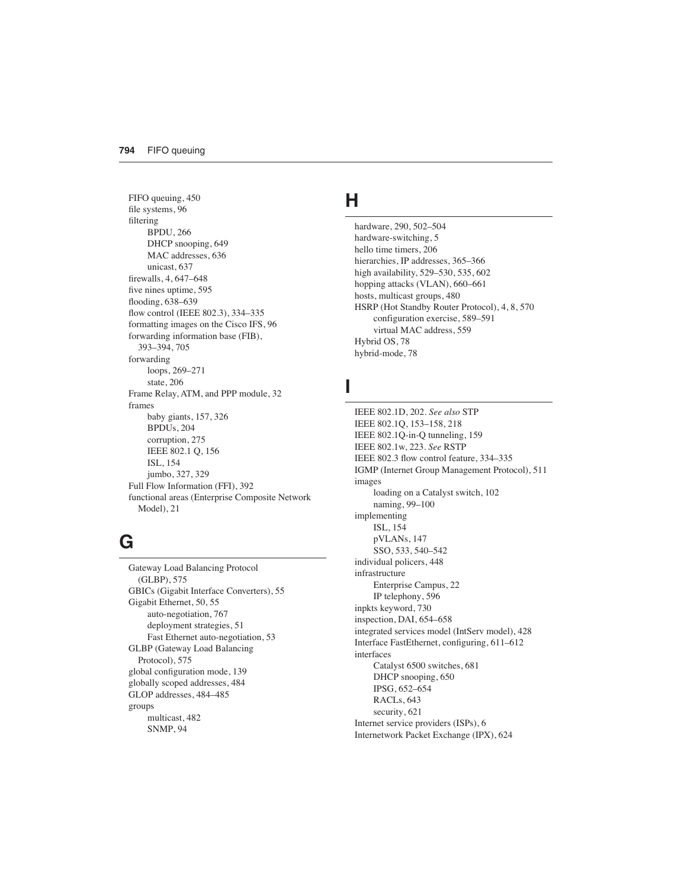FIFO queuing, 450
file systems, 96
filtering
- BPDU, 266
- DHCP snooping, 649
- MAC addresses, 636
- unicast, 637

firewalls, 4, 647–648
five nines uptime, 595
flooding, 638–639
flow control (IEEE 802.3), 334–335
formatting images on the Cisco IFS, 96
forwarding information base (FIB), 393–394, 705
forwarding
- loops, 269–271
- state, 206

Frame Relay, ATM, and PPP module, 32
frames
- baby giants, 157, 326
- BPDUs, 204
- corruption, 275
- IEEE 802.1 Q, 156
- ISL, 154
- jumbo, 327, 329

Full Flow Information (FFI), 392
functional areas (Enterprise Composite Network Model), 21

## G

Gateway Load Balancing Protocol (GLBP), 575
GBICs (Gigabit Interface Converters), 55
Gigabit Ethernet, 50, 55
- auto-negotiation, 767
- deployment strategies, 51
- Fast Ethernet auto-negotiation, 53

GLBP (Gateway Load Balancing Protocol), 575
global configuration mode, 139
globally scoped addresses, 484
GLOP addresses, 484–485
groups
- multicast, 482
- SNMP, 94

## H

hardware, 290, 502–504
hardware-switching, 5
hello time timers, 206
hierarchies, IP addresses, 365–366
high availability, 529–530, 535, 602
hopping attacks (VLAN), 660–661
hosts, multicast groups, 480
HSRP (Hot Standby Router Protocol), 4, 8, 570
- configuration exercise, 589–591
- virtual MAC address, 559

Hybrid OS, 78
hybrid-mode, 78

## I

IEEE 802.1D, 202. *See also* STP
IEEE 802.1Q, 153–158, 218
IEEE 802.1Q-in-Q tunneling, 159
IEEE 802.1w, 223. *See* RSTP
IEEE 802.3 flow control feature, 334–335
IGMP (Internet Group Management Protocol), 511
images
- loading on a Catalyst switch, 102
- naming, 99–100

implementing
- ISL, 154
- pVLANs, 147
- SSO, 533, 540–542

individual policers, 448
infrastructure
- Enterprise Campus, 22
- IP telephony, 596

inpkts keyword, 730
inspection, DAI, 654–658
integrated services model (IntServ model), 428
Interface FastEthernet, configuring, 611–612
interfaces
- Catalyst 6500 switches, 681
- DHCP snooping, 650
- IPSG, 652–654
- RACLs, 643
- security, 621

Internet service providers (ISPs), 6
Internetwork Packet Exchange (IPX), 624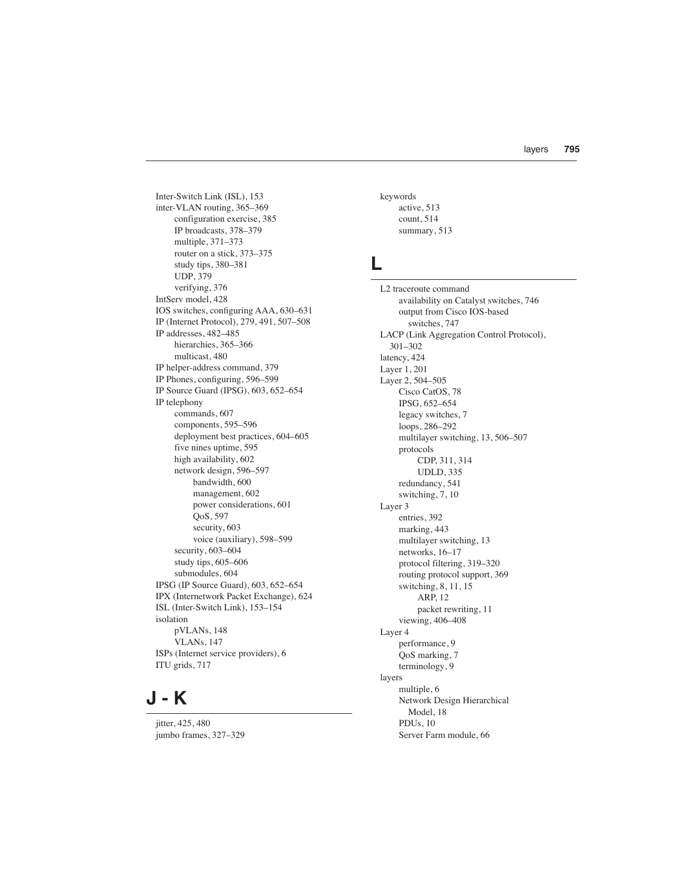Inter-Switch Link (ISL), 153
inter-VLAN routing, 365–369
- configuration exercise, 385
- IP broadcasts, 378–379
- multiple, 371–373
- router on a stick, 373–375
- study tips, 380–381
- UDP, 379
- verifying, 376

IntServ model, 428
IOS switches, configuring AAA, 630–631
IP (Internet Protocol), 279, 491, 507–508
IP addresses, 482–485
- hierarchies, 365–366
- multicast, 480

IP helper-address command, 379
IP Phones, configuring, 596–599
IP Source Guard (IPSG), 603, 652–654
IP telephony
- commands, 607
- components, 595–596
- deployment best practices, 604–605
- five nines uptime, 595
- high availability, 602
- network design, 596–597
    - bandwidth, 600
    - management, 602
    - power considerations, 601
    - QoS, 597
    - security, 603
    - voice (auxiliary), 598–599
- security, 603–604
- study tips, 605–606
- submodules, 604

IPSG (IP Source Guard), 603, 652–654
IPX (Internetwork Packet Exchange), 624
ISL (Inter-Switch Link), 153–154
isolation
- pVLANs, 148
- VLANs, 147

ISPs (Internet service providers), 6
ITU grids, 717

## J - K

jitter, 425, 480
jumbo frames, 327–329
keywords
- active, 513
- count, 514
- summary, 513

## L

L2 traceroute command
- availability on Catalyst switches, 746
- output from Cisco IOS-based switches, 747

LACP (Link Aggregation Control Protocol), 301–302
latency, 424
Layer 1, 201
Layer 2, 504–505
- Cisco CatOS, 78
- IPSG, 652–654
- legacy switches, 7
- loops, 286–292
- multilayer switching, 13, 506–507
- protocols
    - CDP, 311, 314
    - UDLD, 335
- redundancy, 541
- switching, 7, 10

Layer 3
- entries, 392
- marking, 443
- multilayer switching, 13
- networks, 16–17
- protocol filtering, 319–320
- routing protocol support, 369
- switching, 8, 11, 15
    - ARP, 12
    - packet rewriting, 11
- viewing, 406–408

Layer 4
- performance, 9
- QoS marking, 7
- terminology, 9

layers
- multiple, 6
- Network Design Hierarchical Model, 18
- PDUs, 10
- Server Farm module, 66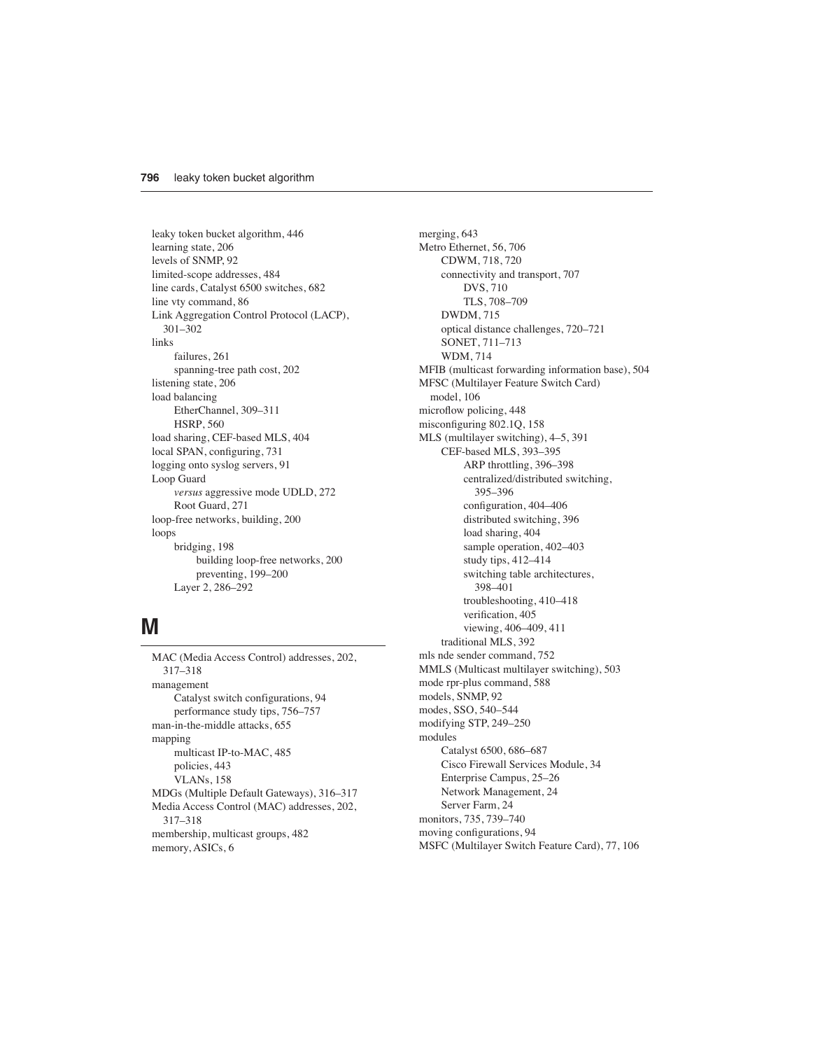leaky token bucket algorithm, 446
learning state, 206
levels of SNMP, 92
limited-scope addresses, 484
line cards, Catalyst 6500 switches, 682
line vty command, 86
Link Aggregation Control Protocol (LACP), 301–302
links
- failures, 261
- spanning-tree path cost, 202

listening state, 206
load balancing
- EtherChannel, 309–311
- HSRP, 560

load sharing, CEF-based MLS, 404
local SPAN, configuring, 731
logging onto syslog servers, 91
Loop Guard
- *versus* aggressive mode UDLD, 272
- Root Guard, 271

loop-free networks, building, 200
loops
- bridging, 198
  - building loop-free networks, 200
  - preventing, 199–200
- Layer 2, 286–292

# M

MAC (Media Access Control) addresses, 202, 317–318
management
- Catalyst switch configurations, 94
- performance study tips, 756–757

man-in-the-middle attacks, 655
mapping
- multicast IP-to-MAC, 485
- policies, 443
- VLANs, 158

MDGs (Multiple Default Gateways), 316–317
Media Access Control (MAC) addresses, 202, 317–318
membership, multicast groups, 482
memory, ASICs, 6
merging, 643
Metro Ethernet, 56, 706
- CDWM, 718, 720
- connectivity and transport, 707
  - DVS, 710
  - TLS, 708–709
- DWDM, 715
- optical distance challenges, 720–721
- SONET, 711–713
- WDM, 714

MFIB (multicast forwarding information base), 504
MFSC (Multilayer Feature Switch Card) model, 106
microflow policing, 448
misconfiguring 802.1Q, 158
MLS (multilayer switching), 4–5, 391
- CEF-based MLS, 393–395
  - ARP throttling, 396–398
  - centralized/distributed switching, 395–396
  - configuration, 404–406
  - distributed switching, 396
  - load sharing, 404
  - sample operation, 402–403
  - study tips, 412–414
  - switching table architectures, 398–401
  - troubleshooting, 410–418
  - verification, 405
  - viewing, 406–409, 411
- traditional MLS, 392

mls nde sender command, 752
MMLS (Multicast multilayer switching), 503
mode rpr-plus command, 588
models, SNMP, 92
modes, SSO, 540–544
modifying STP, 249–250
modules
- Catalyst 6500, 686–687
- Cisco Firewall Services Module, 34
- Enterprise Campus, 25–26
- Network Management, 24
- Server Farm, 24

monitors, 735, 739–740
moving configurations, 94
MSFC (Multilayer Switch Feature Card), 77, 106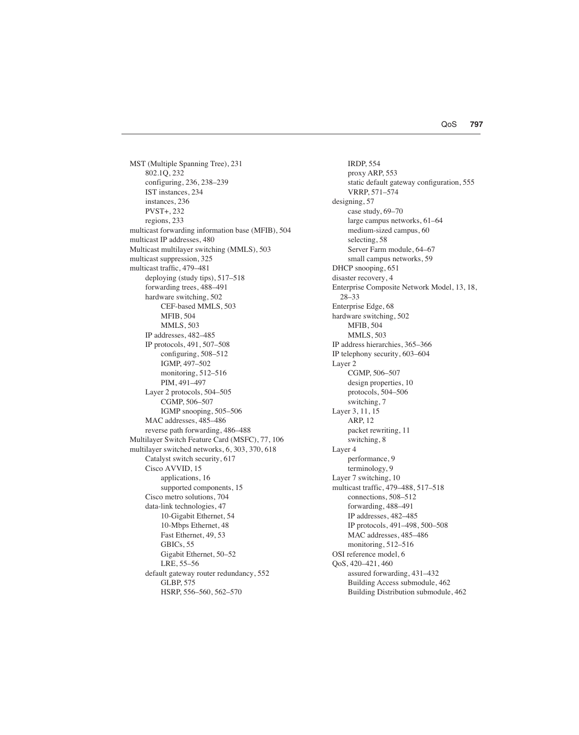MST (Multiple Spanning Tree), 231
- 802.1Q, 232
- configuring, 236, 238–239
- IST instances, 234
- instances, 236
- PVST+, 232
- regions, 233

multicast forwarding information base (MFIB), 504

multicast IP addresses, 480

Multicast multilayer switching (MMLS), 503

multicast suppression, 325

multicast traffic, 479–481
- deploying (study tips), 517–518
- forwarding trees, 488–491
- hardware switching, 502
  - CEF-based MMLS, 503
  - MFIB, 504
  - MMLS, 503
- IP addresses, 482–485
- IP protocols, 491, 507–508
  - configuring, 508–512
  - IGMP, 497–502
  - monitoring, 512–516
  - PIM, 491–497
- Layer 2 protocols, 504–505
  - CGMP, 506–507
  - IGMP snooping, 505–506
- MAC addresses, 485–486
- reverse path forwarding, 486–488

Multilayer Switch Feature Card (MSFC), 77, 106

multilayer switched networks, 6, 303, 370, 618
- Catalyst switch security, 617
- Cisco AVVID, 15
  - applications, 16
  - supported components, 15
- Cisco metro solutions, 704
- data-link technologies, 47
  - 10-Gigabit Ethernet, 54
  - 10-Mbps Ethernet, 48
  - Fast Ethernet, 49, 53
  - GBICs, 55
  - Gigabit Ethernet, 50–52
  - LRE, 55–56
- default gateway router redundancy, 552
  - GLBP, 575
  - HSRP, 556–560, 562–570
  - IRDP, 554
  - proxy ARP, 553
  - static default gateway configuration, 555
  - VRRP, 571–574
- designing, 57
  - case study, 69–70
  - large campus networks, 61–64
  - medium-sized campus, 60
  - selecting, 58
  - Server Farm module, 64–67
  - small campus networks, 59
- DHCP snooping, 651
- disaster recovery, 4
- Enterprise Composite Network Model, 13, 18, 28–33
- Enterprise Edge, 68
- hardware switching, 502
  - MFIB, 504
  - MMLS, 503
- IP address hierarchies, 365–366
- IP telephony security, 603–604
- Layer 2
  - CGMP, 506–507
  - design properties, 10
  - protocols, 504–506
  - switching, 7
- Layer 3, 11, 15
  - ARP, 12
  - packet rewriting, 11
  - switching, 8
- Layer 4
  - performance, 9
  - terminology, 9
- Layer 7 switching, 10
- multicast traffic, 479–488, 517–518
  - connections, 508–512
  - forwarding, 488–491
  - IP addresses, 482–485
  - IP protocols, 491–498, 500–508
  - MAC addresses, 485–486
  - monitoring, 512–516
- OSI reference model, 6
- QoS, 420–421, 460
  - assured forwarding, 431–432
  - Building Access submodule, 462
  - Building Distribution submodule, 462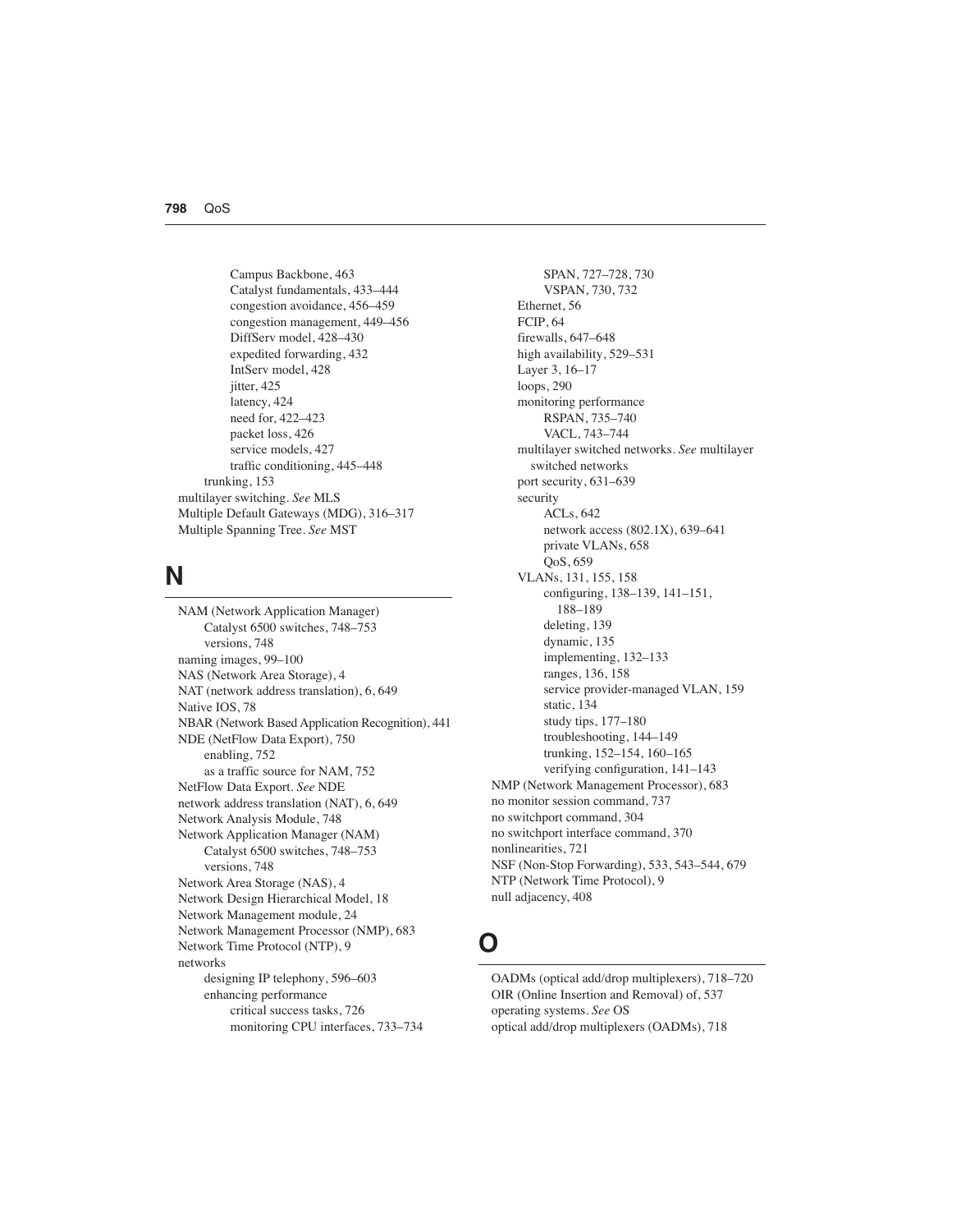Campus Backbone, 463
Catalyst fundamentals, 433–444
congestion avoidance, 456–459
congestion management, 449–456
DiffServ model, 428–430
expedited forwarding, 432
IntServ model, 428
jitter, 425
latency, 424
need for, 422–423
packet loss, 426
service models, 427
traffic conditioning, 445–448
trunking, 153
multilayer switching. *See* MLS
Multiple Default Gateways (MDG), 316–317
Multiple Spanning Tree. *See* MST

## N

NAM (Network Application Manager)
Catalyst 6500 switches, 748–753
versions, 748
naming images, 99–100
NAS (Network Area Storage), 4
NAT (network address translation), 6, 649
Native IOS, 78
NBAR (Network Based Application Recognition), 441
NDE (NetFlow Data Export), 750
enabling, 752
as a traffic source for NAM, 752
NetFlow Data Export. *See* NDE
network address translation (NAT), 6, 649
Network Analysis Module, 748
Network Application Manager (NAM)
Catalyst 6500 switches, 748–753
versions, 748
Network Area Storage (NAS), 4
Network Design Hierarchical Model, 18
Network Management module, 24
Network Management Processor (NMP), 683
Network Time Protocol (NTP), 9
networks
designing IP telephony, 596–603
enhancing performance
critical success tasks, 726
monitoring CPU interfaces, 733–734
SPAN, 727–728, 730
VSPAN, 730, 732
Ethernet, 56
FCIP, 64
firewalls, 647–648
high availability, 529–531
Layer 3, 16–17
loops, 290
monitoring performance
RSPAN, 735–740
VACL, 743–744
multilayer switched networks. *See* multilayer switched networks
port security, 631–639
security
ACLs, 642
network access (802.1X), 639–641
private VLANs, 658
QoS, 659
VLANs, 131, 155, 158
configuring, 138–139, 141–151, 188–189
deleting, 139
dynamic, 135
implementing, 132–133
ranges, 136, 158
service provider-managed VLAN, 159
static, 134
study tips, 177–180
troubleshooting, 144–149
trunking, 152–154, 160–165
verifying configuration, 141–143
NMP (Network Management Processor), 683
no monitor session command, 737
no switchport command, 304
no switchport interface command, 370
nonlinearities, 721
NSF (Non-Stop Forwarding), 533, 543–544, 679
NTP (Network Time Protocol), 9
null adjacency, 408

## O

OADMs (optical add/drop multiplexers), 718–720
OIR (Online Insertion and Removal) of, 537
operating systems. *See* OS
optical add/drop multiplexers (OADMs), 718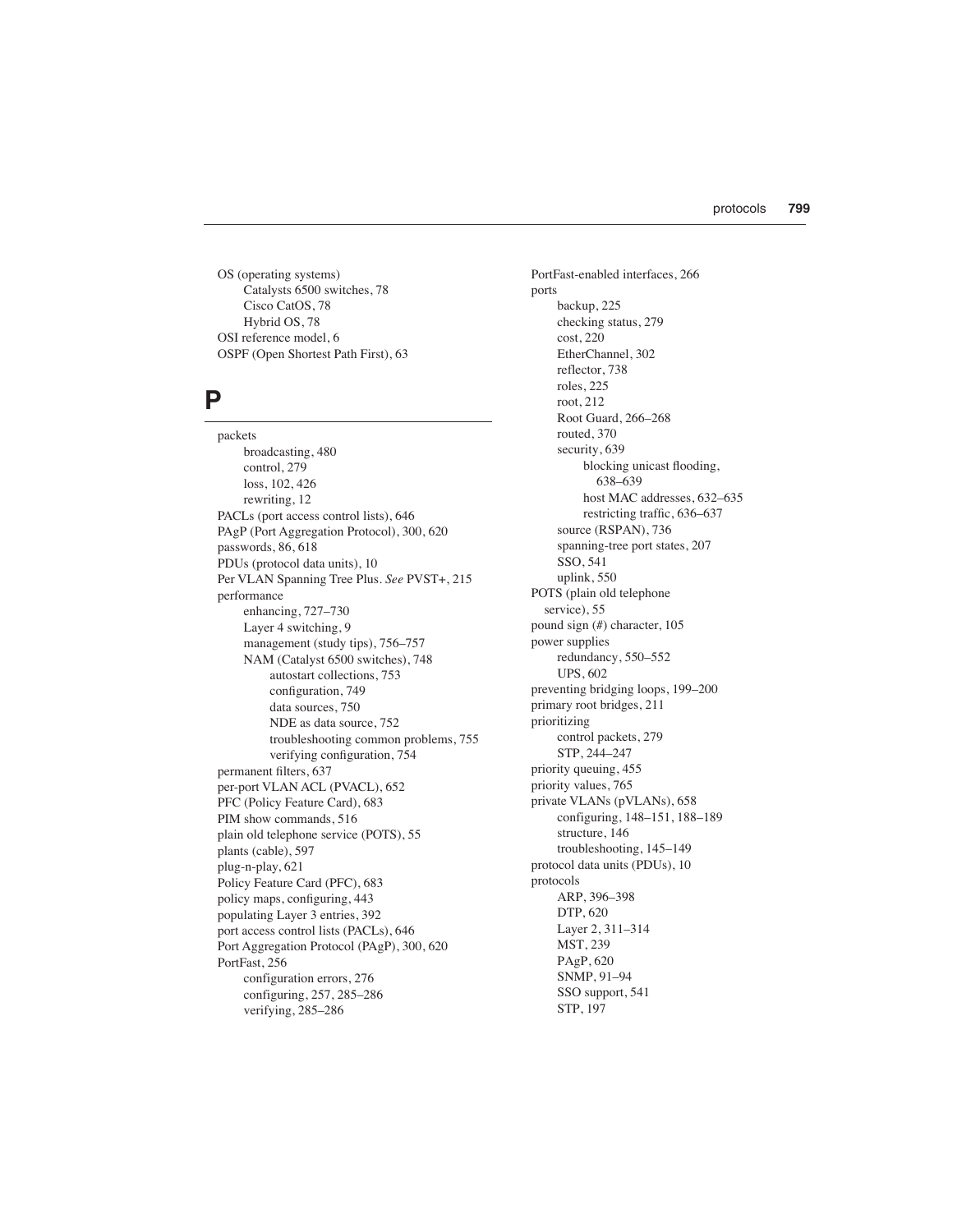OS (operating systems)
- Catalysts 6500 switches, 78
- Cisco CatOS, 78
- Hybrid OS, 78

OSI reference model, 6
OSPF (Open Shortest Path First), 63

## P

packets
- broadcasting, 480
- control, 279
- loss, 102, 426
- rewriting, 12

PACLs (port access control lists), 646
PAgP (Port Aggregation Protocol), 300, 620
passwords, 86, 618
PDUs (protocol data units), 10
Per VLAN Spanning Tree Plus. *See* PVST+, 215
performance
- enhancing, 727–730
- Layer 4 switching, 9
- management (study tips), 756–757
- NAM (Catalyst 6500 switches), 748
  - autostart collections, 753
  - configuration, 749
  - data sources, 750
  - NDE as data source, 752
  - troubleshooting common problems, 755
  - verifying configuration, 754

permanent filters, 637
per-port VLAN ACL (PVACL), 652
PFC (Policy Feature Card), 683
PIM show commands, 516
plain old telephone service (POTS), 55
plants (cable), 597
plug-n-play, 621
Policy Feature Card (PFC), 683
policy maps, configuring, 443
populating Layer 3 entries, 392
port access control lists (PACLs), 646
Port Aggregation Protocol (PAgP), 300, 620
PortFast, 256
- configuration errors, 276
- configuring, 257, 285–286
- verifying, 285–286

PortFast-enabled interfaces, 266
ports
- backup, 225
- checking status, 279
- cost, 220
- EtherChannel, 302
- reflector, 738
- roles, 225
- root, 212
- Root Guard, 266–268
- routed, 370
- security, 639
  - blocking unicast flooding, 638–639
  - host MAC addresses, 632–635
  - restricting traffic, 636–637
- source (RSPAN), 736
- spanning-tree port states, 207
- SSO, 541
- uplink, 550

POTS (plain old telephone service), 55
pound sign (#) character, 105
power supplies
- redundancy, 550–552
- UPS, 602

preventing bridging loops, 199–200
primary root bridges, 211
prioritizing
- control packets, 279
- STP, 244–247

priority queuing, 455
priority values, 765
private VLANs (pVLANs), 658
- configuring, 148–151, 188–189
- structure, 146
- troubleshooting, 145–149

protocol data units (PDUs), 10
protocols
- ARP, 396–398
- DTP, 620
- Layer 2, 311–314
- MST, 239
- PAgP, 620
- SNMP, 91–94
- SSO support, 541
- STP, 197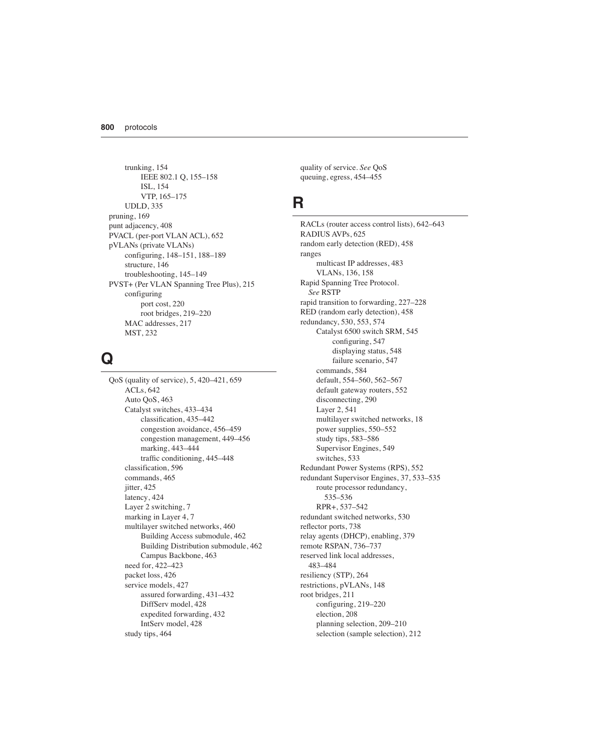trunking, 154
    IEEE 802.1 Q, 155–158
    ISL, 154
    VTP, 165–175
  UDLD, 335
pruning, 169
punt adjacency, 408
PVACL (per-port VLAN ACL), 652
pVLANs (private VLANs)
  configuring, 148–151, 188–189
  structure, 146
  troubleshooting, 145–149
PVST+ (Per VLAN Spanning Tree Plus), 215
  configuring
    port cost, 220
    root bridges, 219–220
  MAC addresses, 217
  MST, 232

## Q

QoS (quality of service), 5, 420–421, 659
  ACLs, 642
  Auto QoS, 463
  Catalyst switches, 433–434
    classification, 435–442
    congestion avoidance, 456–459
    congestion management, 449–456
    marking, 443–444
    traffic conditioning, 445–448
  classification, 596
  commands, 465
  jitter, 425
  latency, 424
  Layer 2 switching, 7
  marking in Layer 4, 7
  multilayer switched networks, 460
    Building Access submodule, 462
    Building Distribution submodule, 462
    Campus Backbone, 463
  need for, 422–423
  packet loss, 426
  service models, 427
    assured forwarding, 431–432
    DiffServ model, 428
    expedited forwarding, 432
    IntServ model, 428
  study tips, 464
quality of service. *See* QoS
queuing, egress, 454–455

## R

RACLs (router access control lists), 642–643
RADIUS AVPs, 625
random early detection (RED), 458
ranges
  multicast IP addresses, 483
  VLANs, 136, 158
Rapid Spanning Tree Protocol. *See* RSTP
rapid transition to forwarding, 227–228
RED (random early detection), 458
redundancy, 530, 553, 574
  Catalyst 6500 switch SRM, 545
    configuring, 547
    displaying status, 548
    failure scenario, 547
  commands, 584
  default, 554–560, 562–567
  default gateway routers, 552
  disconnecting, 290
  Layer 2, 541
  multilayer switched networks, 18
  power supplies, 550–552
  study tips, 583–586
  Supervisor Engines, 549
  switches, 533
Redundant Power Systems (RPS), 552
redundant Supervisor Engines, 37, 533–535
  route processor redundancy, 535–536
  RPR+, 537–542
redundant switched networks, 530
reflector ports, 738
relay agents (DHCP), enabling, 379
remote RSPAN, 736–737
reserved link local addresses, 483–484
resiliency (STP), 264
restrictions, pVLANs, 148
root bridges, 211
  configuring, 219–220
  election, 208
  planning selection, 209–210
  selection (sample selection), 212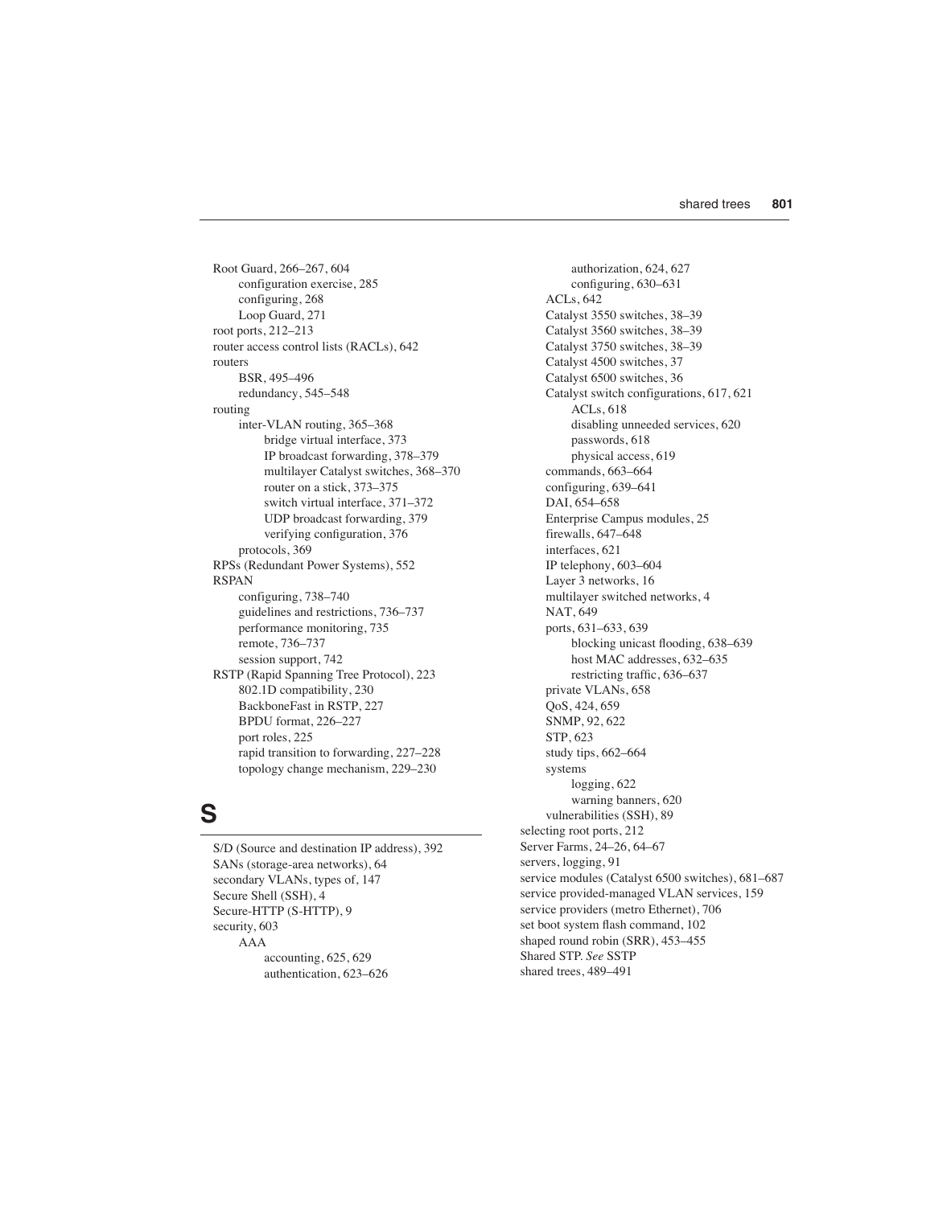Root Guard, 266–267, 604
  configuration exercise, 285
  configuring, 268
  Loop Guard, 271
root ports, 212–213
router access control lists (RACLs), 642
routers
  BSR, 495–496
  redundancy, 545–548
routing
  inter-VLAN routing, 365–368
    bridge virtual interface, 373
    IP broadcast forwarding, 378–379
    multilayer Catalyst switches, 368–370
    router on a stick, 373–375
    switch virtual interface, 371–372
    UDP broadcast forwarding, 379
    verifying configuration, 376
  protocols, 369
RPSs (Redundant Power Systems), 552
RSPAN
  configuring, 738–740
  guidelines and restrictions, 736–737
  performance monitoring, 735
  remote, 736–737
  session support, 742
RSTP (Rapid Spanning Tree Protocol), 223
  802.1D compatibility, 230
  BackboneFast in RSTP, 227
  BPDU format, 226–227
  port roles, 225
  rapid transition to forwarding, 227–228
  topology change mechanism, 229–230

# S

S/D (Source and destination IP address), 392
SANs (storage-area networks), 64
secondary VLANs, types of, 147
Secure Shell (SSH), 4
Secure-HTTP (S-HTTP), 9
security, 603
  AAA
    accounting, 625, 629
    authentication, 623–626
    authorization, 624, 627
    configuring, 630–631
  ACLs, 642
  Catalyst 3550 switches, 38–39
  Catalyst 3560 switches, 38–39
  Catalyst 3750 switches, 38–39
  Catalyst 4500 switches, 37
  Catalyst 6500 switches, 36
  Catalyst switch configurations, 617, 621
    ACLs, 618
    disabling unneeded services, 620
    passwords, 618
    physical access, 619
  commands, 663–664
  configuring, 639–641
  DAI, 654–658
  Enterprise Campus modules, 25
  firewalls, 647–648
  interfaces, 621
  IP telephony, 603–604
  Layer 3 networks, 16
  multilayer switched networks, 4
  NAT, 649
  ports, 631–633, 639
    blocking unicast flooding, 638–639
    host MAC addresses, 632–635
    restricting traffic, 636–637
  private VLANs, 658
  QoS, 424, 659
  SNMP, 92, 622
  STP, 623
  study tips, 662–664
  systems
    logging, 622
    warning banners, 620
  vulnerabilities (SSH), 89
selecting root ports, 212
Server Farms, 24–26, 64–67
servers, logging, 91
service modules (Catalyst 6500 switches), 681–687
service provided-managed VLAN services, 159
service providers (metro Ethernet), 706
set boot system flash command, 102
shaped round robin (SRR), 453–455
Shared STP. *See* SSTP
shared trees, 489–491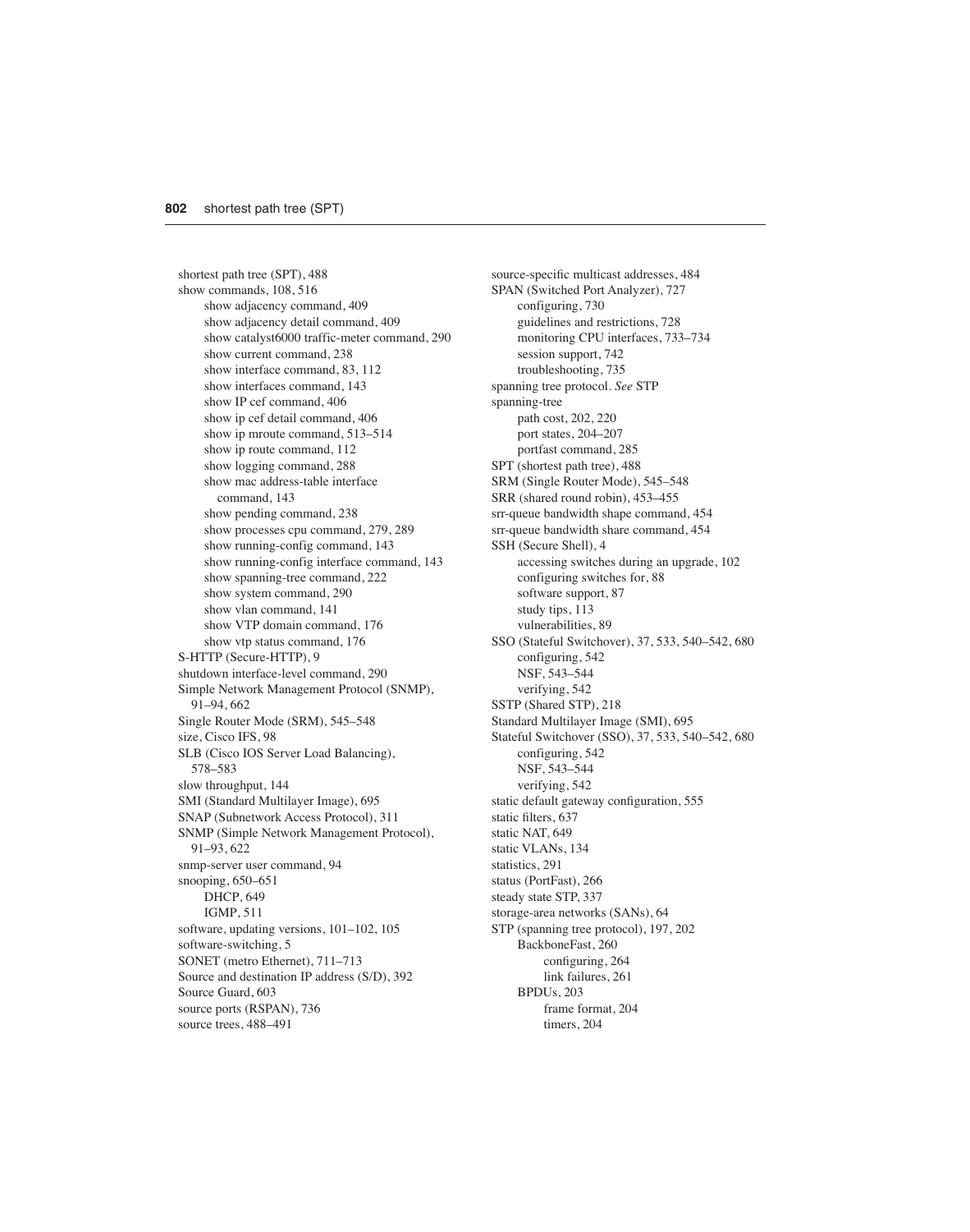shortest path tree (SPT), 488
show commands, 108, 516
  - show adjacency command, 409
  - show adjacency detail command, 409
  - show catalyst6000 traffic-meter command, 290
  - show current command, 238
  - show interface command, 83, 112
  - show interfaces command, 143
  - show IP cef command, 406
  - show ip cef detail command, 406
  - show ip mroute command, 513–514
  - show ip route command, 112
  - show logging command, 288
  - show mac address-table interface command, 143
  - show pending command, 238
  - show processes cpu command, 279, 289
  - show running-config command, 143
  - show running-config interface command, 143
  - show spanning-tree command, 222
  - show system command, 290
  - show vlan command, 141
  - show VTP domain command, 176
  - show vtp status command, 176

S-HTTP (Secure-HTTP), 9
shutdown interface-level command, 290
Simple Network Management Protocol (SNMP), 91–94, 662
Single Router Mode (SRM), 545–548
size, Cisco IFS, 98
SLB (Cisco IOS Server Load Balancing), 578–583
slow throughput, 144
SMI (Standard Multilayer Image), 695
SNAP (Subnetwork Access Protocol), 311
SNMP (Simple Network Management Protocol), 91–93, 622
snmp-server user command, 94
snooping, 650–651
  - DHCP, 649
  - IGMP, 511

software, updating versions, 101–102, 105
software-switching, 5
SONET (metro Ethernet), 711–713
Source and destination IP address (S/D), 392
Source Guard, 603
source ports (RSPAN), 736
source trees, 488–491
source-specific multicast addresses, 484
SPAN (Switched Port Analyzer), 727
  - configuring, 730
  - guidelines and restrictions, 728
  - monitoring CPU interfaces, 733–734
  - session support, 742
  - troubleshooting, 735

spanning tree protocol. *See* STP
spanning-tree
  - path cost, 202, 220
  - port states, 204–207
  - portfast command, 285

SPT (shortest path tree), 488
SRM (Single Router Mode), 545–548
SRR (shared round robin), 453–455
srr-queue bandwidth shape command, 454
srr-queue bandwidth share command, 454
SSH (Secure Shell), 4
  - accessing switches during an upgrade, 102
  - configuring switches for, 88
  - software support, 87
  - study tips, 113
  - vulnerabilities, 89

SSO (Stateful Switchover), 37, 533, 540–542, 680
  - configuring, 542
  - NSF, 543–544
  - verifying, 542

SSTP (Shared STP), 218
Standard Multilayer Image (SMI), 695
Stateful Switchover (SSO), 37, 533, 540–542, 680
  - configuring, 542
  - NSF, 543–544
  - verifying, 542

static default gateway configuration, 555
static filters, 637
static NAT, 649
static VLANs, 134
statistics, 291
status (PortFast), 266
steady state STP, 337
storage-area networks (SANs), 64
STP (spanning tree protocol), 197, 202
  - BackboneFast, 260
    - configuring, 264
    - link failures, 261
  - BPDUs, 203
    - frame format, 204
    - timers, 204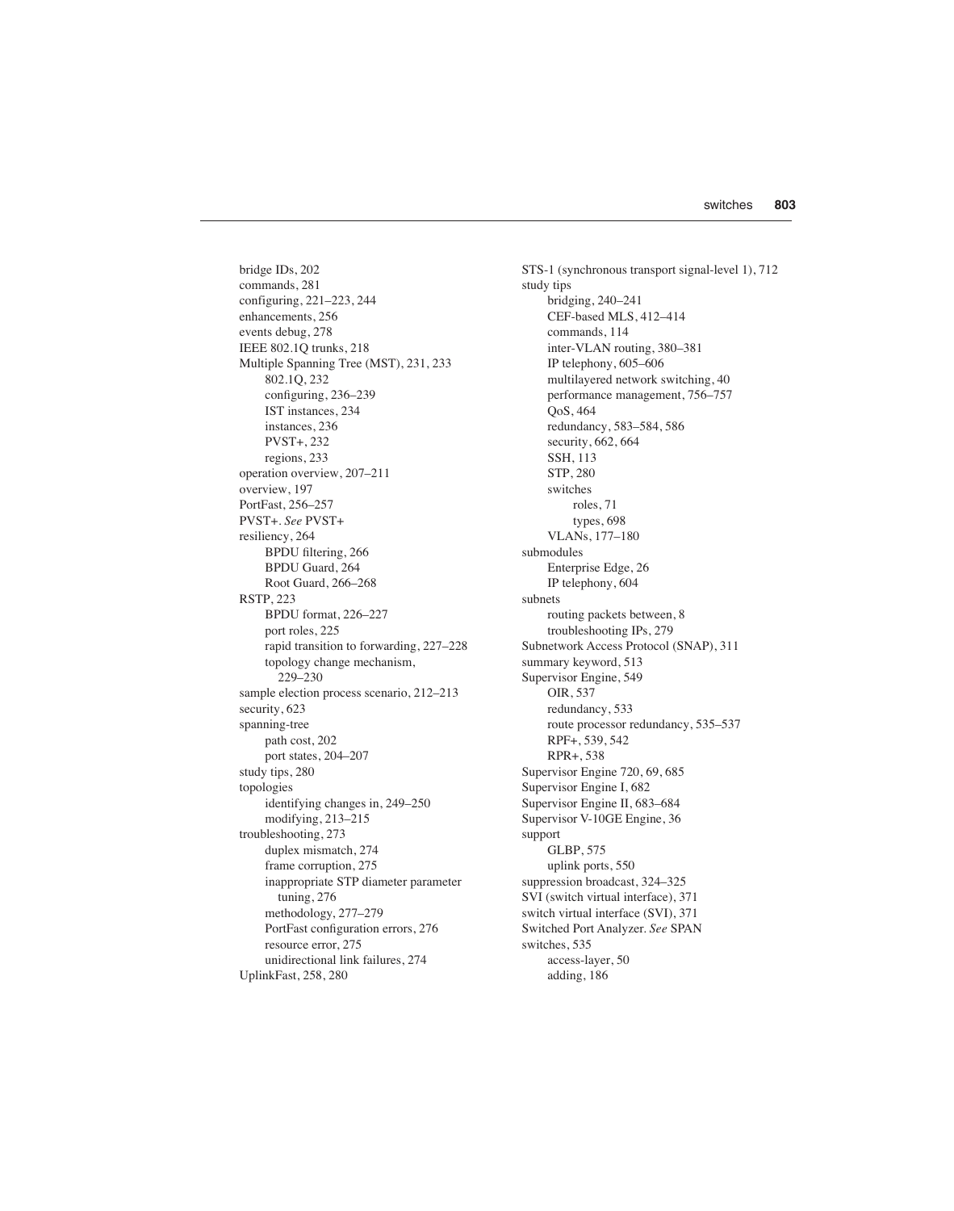bridge IDs, 202
commands, 281
configuring, 221–223, 244
enhancements, 256
events debug, 278
IEEE 802.1Q trunks, 218
Multiple Spanning Tree (MST), 231, 233
    802.1Q, 232
    configuring, 236–239
    IST instances, 234
    instances, 236
    PVST+, 232
    regions, 233
operation overview, 207–211
overview, 197
PortFast, 256–257
PVST+. *See* PVST+
resiliency, 264
    BPDU filtering, 266
    BPDU Guard, 264
    Root Guard, 266–268
RSTP, 223
    BPDU format, 226–227
    port roles, 225
    rapid transition to forwarding, 227–228
    topology change mechanism, 229–230
sample election process scenario, 212–213
security, 623
spanning-tree
    path cost, 202
    port states, 204–207
study tips, 280
topologies
    identifying changes in, 249–250
    modifying, 213–215
troubleshooting, 273
    duplex mismatch, 274
    frame corruption, 275
    inappropriate STP diameter parameter tuning, 276
    methodology, 277–279
    PortFast configuration errors, 276
    resource error, 275
    unidirectional link failures, 274
UplinkFast, 258, 280

STS-1 (synchronous transport signal-level 1), 712
study tips
    bridging, 240–241
    CEF-based MLS, 412–414
    commands, 114
    inter-VLAN routing, 380–381
    IP telephony, 605–606
    multilayered network switching, 40
    performance management, 756–757
    QoS, 464
    redundancy, 583–584, 586
    security, 662, 664
    SSH, 113
    STP, 280
    switches
        roles, 71
        types, 698
    VLANs, 177–180
submodules
    Enterprise Edge, 26
    IP telephony, 604
subnets
    routing packets between, 8
    troubleshooting IPs, 279
Subnetwork Access Protocol (SNAP), 311
summary keyword, 513
Supervisor Engine, 549
    OIR, 537
    redundancy, 533
    route processor redundancy, 535–537
    RPF+, 539, 542
    RPR+, 538
Supervisor Engine 720, 69, 685
Supervisor Engine I, 682
Supervisor Engine II, 683–684
Supervisor V-10GE Engine, 36
support
    GLBP, 575
    uplink ports, 550
suppression broadcast, 324–325
SVI (switch virtual interface), 371
switch virtual interface (SVI), 371
Switched Port Analyzer. *See* SPAN
switches, 535
    access-layer, 50
    adding, 186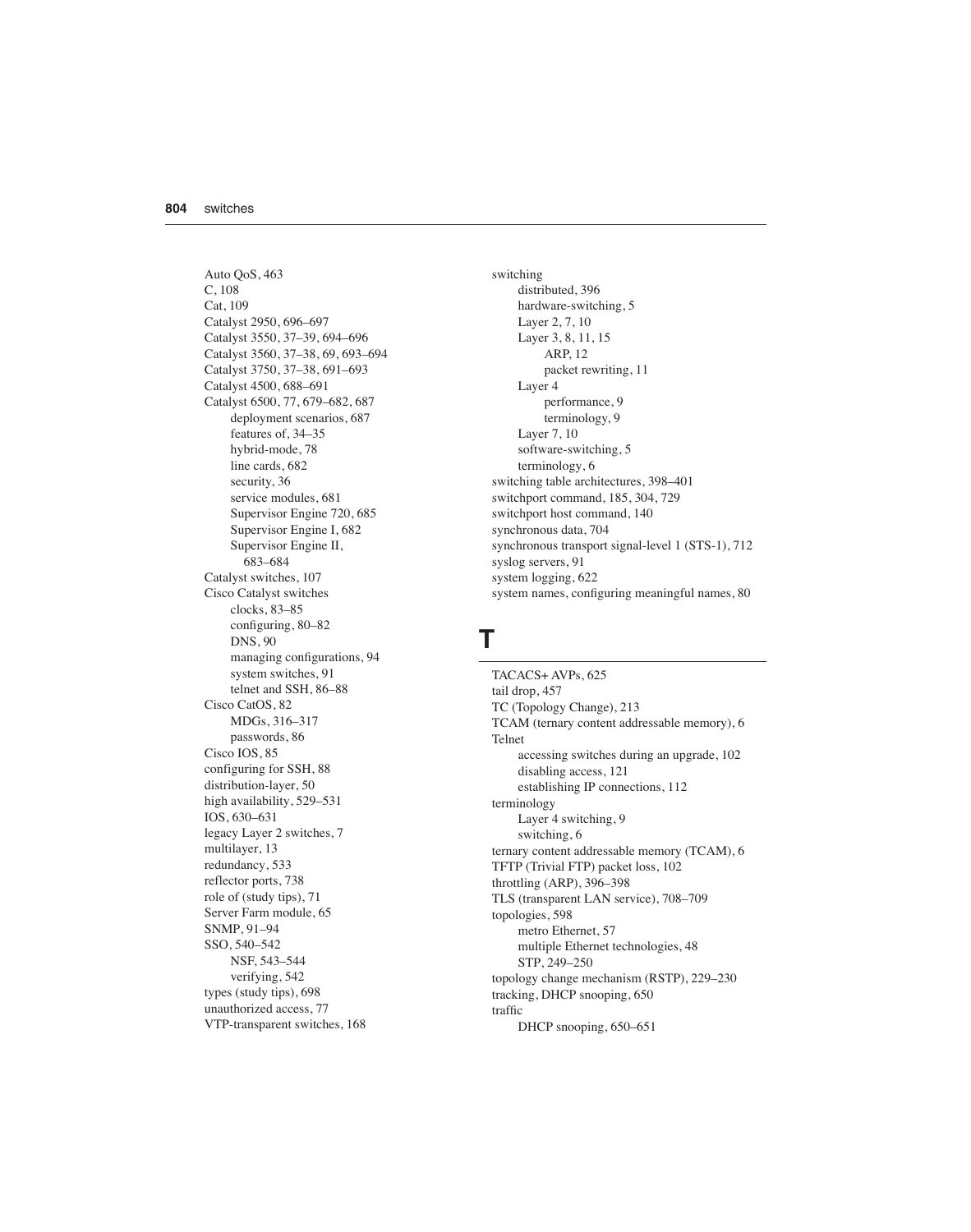Auto QoS, 463
C, 108
Cat, 109
Catalyst 2950, 696–697
Catalyst 3550, 37–39, 694–696
Catalyst 3560, 37–38, 69, 693–694
Catalyst 3750, 37–38, 691–693
Catalyst 4500, 688–691
Catalyst 6500, 77, 679–682, 687
    deployment scenarios, 687
    features of, 34–35
    hybrid-mode, 78
    line cards, 682
    security, 36
    service modules, 681
    Supervisor Engine 720, 685
    Supervisor Engine I, 682
    Supervisor Engine II, 683–684
Catalyst switches, 107
Cisco Catalyst switches
    clocks, 83–85
    configuring, 80–82
    DNS, 90
    managing configurations, 94
    system switches, 91
    telnet and SSH, 86–88
Cisco CatOS, 82
    MDGs, 316–317
    passwords, 86
Cisco IOS, 85
configuring for SSH, 88
distribution-layer, 50
high availability, 529–531
IOS, 630–631
legacy Layer 2 switches, 7
multilayer, 13
redundancy, 533
reflector ports, 738
role of (study tips), 71
Server Farm module, 65
SNMP, 91–94
SSO, 540–542
    NSF, 543–544
    verifying, 542
types (study tips), 698
unauthorized access, 77
VTP-transparent switches, 168

switching
    distributed, 396
    hardware-switching, 5
    Layer 2, 7, 10
    Layer 3, 8, 11, 15
        ARP, 12
        packet rewriting, 11
    Layer 4
        performance, 9
        terminology, 9
    Layer 7, 10
    software-switching, 5
    terminology, 6
switching table architectures, 398–401
switchport command, 185, 304, 729
switchport host command, 140
synchronous data, 704
synchronous transport signal-level 1 (STS-1), 712
syslog servers, 91
system logging, 622
system names, configuring meaningful names, 80

# T

TACACS+ AVPs, 625
tail drop, 457
TC (Topology Change), 213
TCAM (ternary content addressable memory), 6
Telnet
    accessing switches during an upgrade, 102
    disabling access, 121
    establishing IP connections, 112
terminology
    Layer 4 switching, 9
    switching, 6
ternary content addressable memory (TCAM), 6
TFTP (Trivial FTP) packet loss, 102
throttling (ARP), 396–398
TLS (transparent LAN service), 708–709
topologies, 598
    metro Ethernet, 57
    multiple Ethernet technologies, 48
    STP, 249–250
topology change mechanism (RSTP), 229–230
tracking, DHCP snooping, 650
traffic
    DHCP snooping, 650–651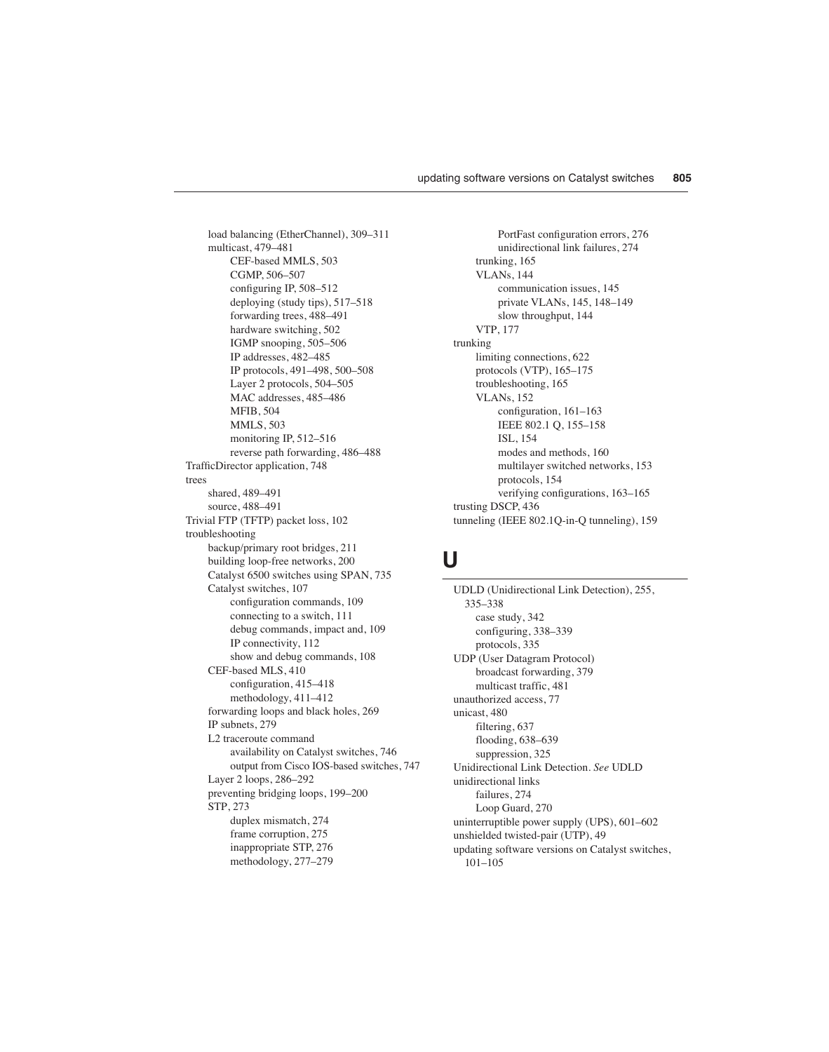- load balancing (EtherChannel), 309–311
- multicast, 479–481
  - CEF-based MMLS, 503
  - CGMP, 506–507
  - configuring IP, 508–512
  - deploying (study tips), 517–518
  - forwarding trees, 488–491
  - hardware switching, 502
  - IGMP snooping, 505–506
  - IP addresses, 482–485
  - IP protocols, 491–498, 500–508
  - Layer 2 protocols, 504–505
  - MAC addresses, 485–486
  - MFIB, 504
  - MMLS, 503
  - monitoring IP, 512–516
  - reverse path forwarding, 486–488

TrafficDirector application, 748

trees
- shared, 489–491
- source, 488–491

Trivial FTP (TFTP) packet loss, 102

troubleshooting
- backup/primary root bridges, 211
- building loop-free networks, 200
- Catalyst 6500 switches using SPAN, 735
- Catalyst switches, 107
  - configuration commands, 109
  - connecting to a switch, 111
  - debug commands, impact and, 109
  - IP connectivity, 112
  - show and debug commands, 108
- CEF-based MLS, 410
  - configuration, 415–418
  - methodology, 411–412
- forwarding loops and black holes, 269
- IP subnets, 279
- L2 traceroute command
  - availability on Catalyst switches, 746
  - output from Cisco IOS-based switches, 747
- Layer 2 loops, 286–292
- preventing bridging loops, 199–200
- STP, 273
  - duplex mismatch, 274
  - frame corruption, 275
  - inappropriate STP, 276
  - methodology, 277–279
  - PortFast configuration errors, 276
  - unidirectional link failures, 274
- trunking, 165
- VLANs, 144
  - communication issues, 145
  - private VLANs, 145, 148–149
  - slow throughput, 144
- VTP, 177

trunking
- limiting connections, 622
- protocols (VTP), 165–175
- troubleshooting, 165
- VLANs, 152
  - configuration, 161–163
  - IEEE 802.1 Q, 155–158
  - ISL, 154
  - modes and methods, 160
  - multilayer switched networks, 153
  - protocols, 154
  - verifying configurations, 163–165

trusting DSCP, 436

tunneling (IEEE 802.1Q-in-Q tunneling), 159

# U

UDLD (Unidirectional Link Detection), 255, 335–338
- case study, 342
- configuring, 338–339
- protocols, 335

UDP (User Datagram Protocol)
- broadcast forwarding, 379
- multicast traffic, 481

unauthorized access, 77

unicast, 480
- filtering, 637
- flooding, 638–639
- suppression, 325

Unidirectional Link Detection. *See* UDLD

unidirectional links
- failures, 274
- Loop Guard, 270

uninterruptible power supply (UPS), 601–602

unshielded twisted-pair (UTP), 49

updating software versions on Catalyst switches, 101–105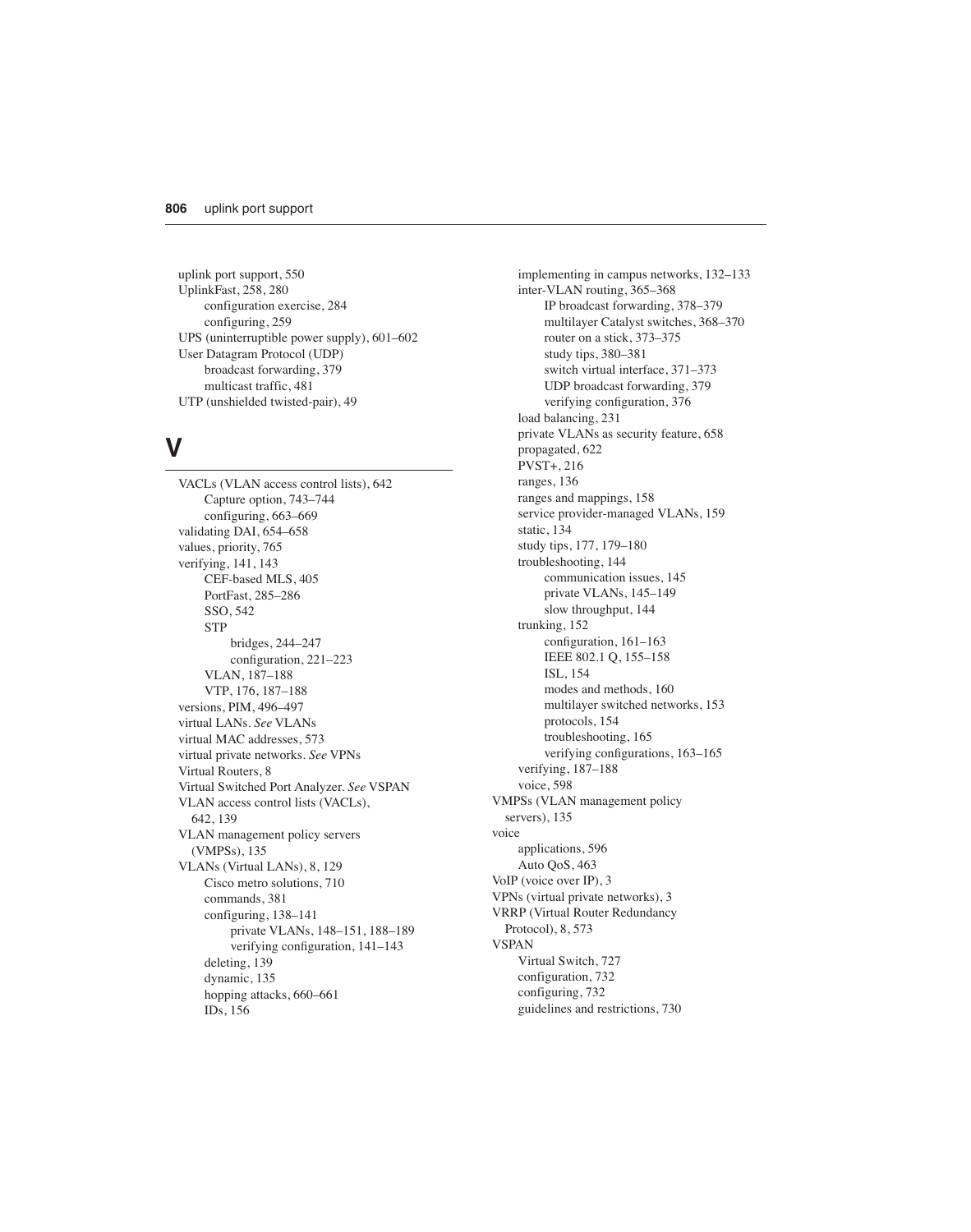- uplink port support, 550
- UplinkFast, 258, 280
  - configuration exercise, 284
  - configuring, 259
- UPS (uninterruptible power supply), 601–602
- User Datagram Protocol (UDP)
  - broadcast forwarding, 379
  - multicast traffic, 481
- UTP (unshielded twisted-pair), 49

## V

- VACLs (VLAN access control lists), 642
  - Capture option, 743–744
  - configuring, 663–669
- validating DAI, 654–658
- values, priority, 765
- verifying, 141, 143
  - CEF-based MLS, 405
  - PortFast, 285–286
  - SSO, 542
  - STP
    - bridges, 244–247
    - configuration, 221–223
  - VLAN, 187–188
  - VTP, 176, 187–188
- versions, PIM, 496–497
- virtual LANs. *See* VLANs
- virtual MAC addresses, 573
- virtual private networks. *See* VPNs
- Virtual Routers, 8
- Virtual Switched Port Analyzer. *See* VSPAN
- VLAN access control lists (VACLs), 642, 139
- VLAN management policy servers (VMPSs), 135
- VLANs (Virtual LANs), 8, 129
  - Cisco metro solutions, 710
  - commands, 381
  - configuring, 138–141
    - private VLANs, 148–151, 188–189
    - verifying configuration, 141–143
  - deleting, 139
  - dynamic, 135
  - hopping attacks, 660–661
  - IDs, 156
  - implementing in campus networks, 132–133
  - inter-VLAN routing, 365–368
    - IP broadcast forwarding, 378–379
    - multilayer Catalyst switches, 368–370
    - router on a stick, 373–375
    - study tips, 380–381
    - switch virtual interface, 371–373
    - UDP broadcast forwarding, 379
    - verifying configuration, 376
  - load balancing, 231
  - private VLANs as security feature, 658
  - propagated, 622
  - PVST+, 216
  - ranges, 136
  - ranges and mappings, 158
  - service provider-managed VLANs, 159
  - static, 134
  - study tips, 177, 179–180
  - troubleshooting, 144
    - communication issues, 145
    - private VLANs, 145–149
    - slow throughput, 144
  - trunking, 152
    - configuration, 161–163
    - IEEE 802.1 Q, 155–158
    - ISL, 154
    - modes and methods, 160
    - multilayer switched networks, 153
    - protocols, 154
    - troubleshooting, 165
    - verifying configurations, 163–165
  - verifying, 187–188
  - voice, 598
- VMPSs (VLAN management policy servers), 135
- voice
  - applications, 596
  - Auto QoS, 463
- VoIP (voice over IP), 3
- VPNs (virtual private networks), 3
- VRRP (Virtual Router Redundancy Protocol), 8, 573
- VSPAN
  - Virtual Switch, 727
  - configuration, 732
  - configuring, 732
  - guidelines and restrictions, 730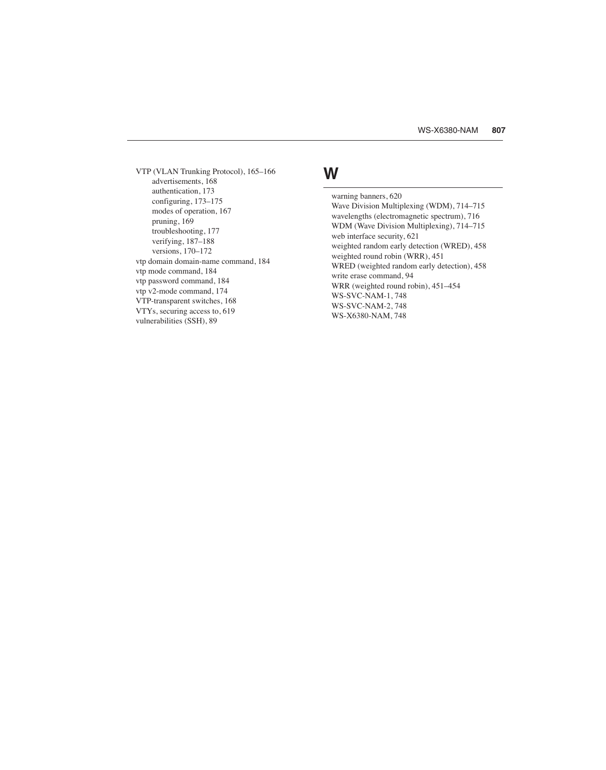VTP (VLAN Trunking Protocol), 165–166
  advertisements, 168
  authentication, 173
  configuring, 173–175
  modes of operation, 167
  pruning, 169
  troubleshooting, 177
  verifying, 187–188
  versions, 170–172
vtp domain domain-name command, 184
vtp mode command, 184
vtp password command, 184
vtp v2-mode command, 174
VTP-transparent switches, 168
VTYs, securing access to, 619
vulnerabilities (SSH), 89

# W

warning banners, 620
Wave Division Multiplexing (WDM), 714–715
wavelengths (electromagnetic spectrum), 716
WDM (Wave Division Multiplexing), 714–715
web interface security, 621
weighted random early detection (WRED), 458
weighted round robin (WRR), 451
WRED (weighted random early detection), 458
write erase command, 94
WRR (weighted round robin), 451–454
WS-SVC-NAM-1, 748
WS-SVC-NAM-2, 748
WS-X6380-NAM, 748